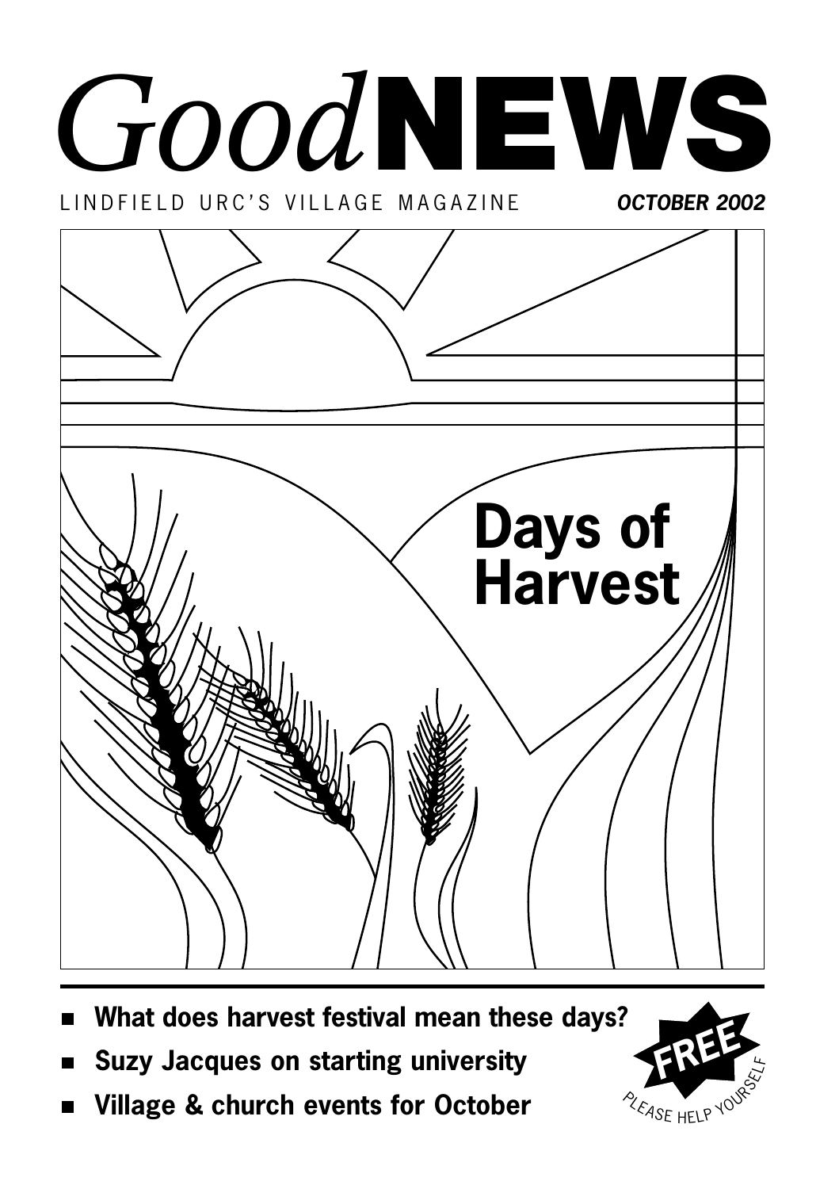# *Good* NEWS

LINDFIELD URC'S VILLAGE MAGAZINE **OCTOBER 2002**

## Days of Harvest

- **What does harvest festival mean these days?**
- **Suzy Jacques on starting university**
- **Village & church events for October**

**FREE**
PLEASE HELP YOURSELF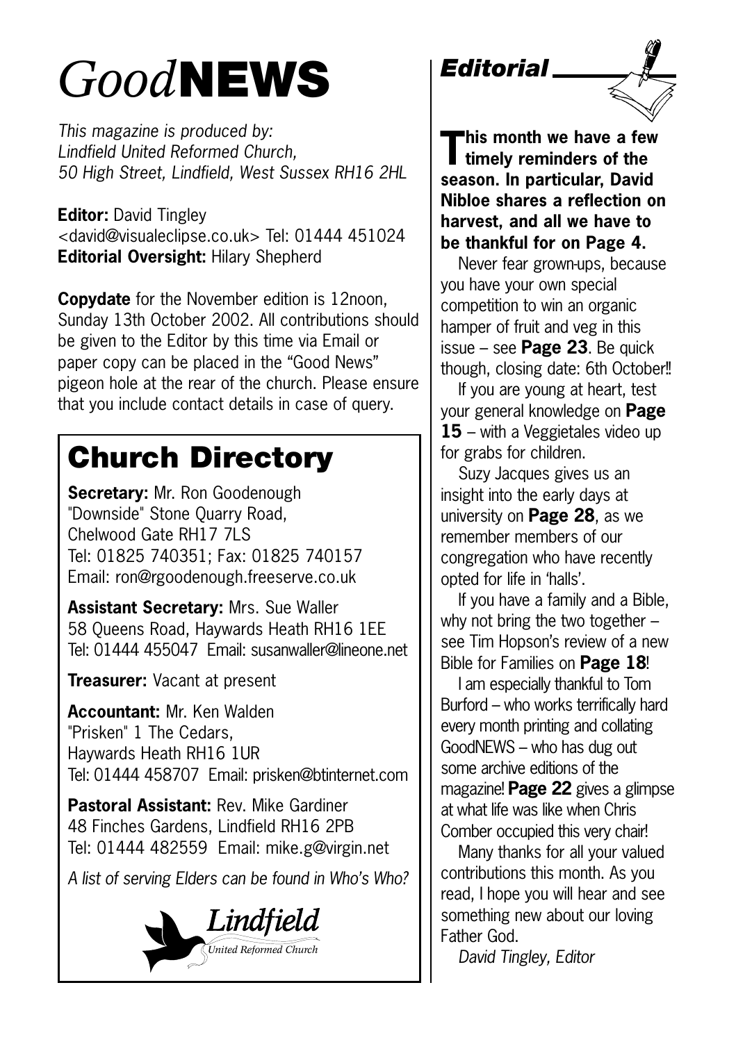# *Good*NEWS

*This magazine is produced by:*
*Lindfield United Reformed Church,*
*50 High Street, Lindfield, West Sussex RH16 2HL*

**Editor:** David Tingley
<david@visualeclipse.co.uk> Tel: 01444 451024
**Editorial Oversight:** Hilary Shepherd

**Copydate** for the November edition is 12noon, Sunday 13th October 2002. All contributions should be given to the Editor by this time via Email or paper copy can be placed in the "Good News" pigeon hole at the rear of the church. Please ensure that you include contact details in case of query.

## Church Directory

**Secretary:** Mr. Ron Goodenough
"Downside" Stone Quarry Road,
Chelwood Gate RH17 7LS
Tel: 01825 740351; Fax: 01825 740157
Email: ron@rgoodenough.freeserve.co.uk

**Assistant Secretary:** Mrs. Sue Waller
58 Queens Road, Haywards Heath RH16 1EE
Tel: 01444 455047 Email: susanwaller@lineone.net

**Treasurer:** Vacant at present

**Accountant:** Mr. Ken Walden
"Prisken" 1 The Cedars,
Haywards Heath RH16 1UR
Tel: 01444 458707 Email: prisken@btinternet.com

**Pastoral Assistant:** Rev. Mike Gardiner
48 Finches Gardens, Lindfield RH16 2PB
Tel: 01444 482559 Email: mike.g@virgin.net

*A list of serving Elders can be found in Who's Who?*

*Lindfield*
*United Reformed Church*

## *Editorial*

**This month we have a few timely reminders of the season. In particular, David Nibloe shares a reflection on harvest, and all we have to be thankful for on Page 4.**

Never fear grown-ups, because you have your own special competition to win an organic hamper of fruit and veg in this issue – see **Page 23**. Be quick though, closing date: 6th October!!

If you are young at heart, test your general knowledge on **Page 15** – with a Veggietales video up for grabs for children.

Suzy Jacques gives us an insight into the early days at university on **Page 28**, as we remember members of our congregation who have recently opted for life in 'halls'.

If you have a family and a Bible, why not bring the two together – see Tim Hopson's review of a new Bible for Families on **Page 18**!

I am especially thankful to Tom Burford – who works terrifically hard every month printing and collating GoodNEWS – who has dug out some archive editions of the magazine! **Page 22** gives a glimpse at what life was like when Chris Comber occupied this very chair!

Many thanks for all your valued contributions this month. As you read, I hope you will hear and see something new about our loving Father God.

*David Tingley, Editor*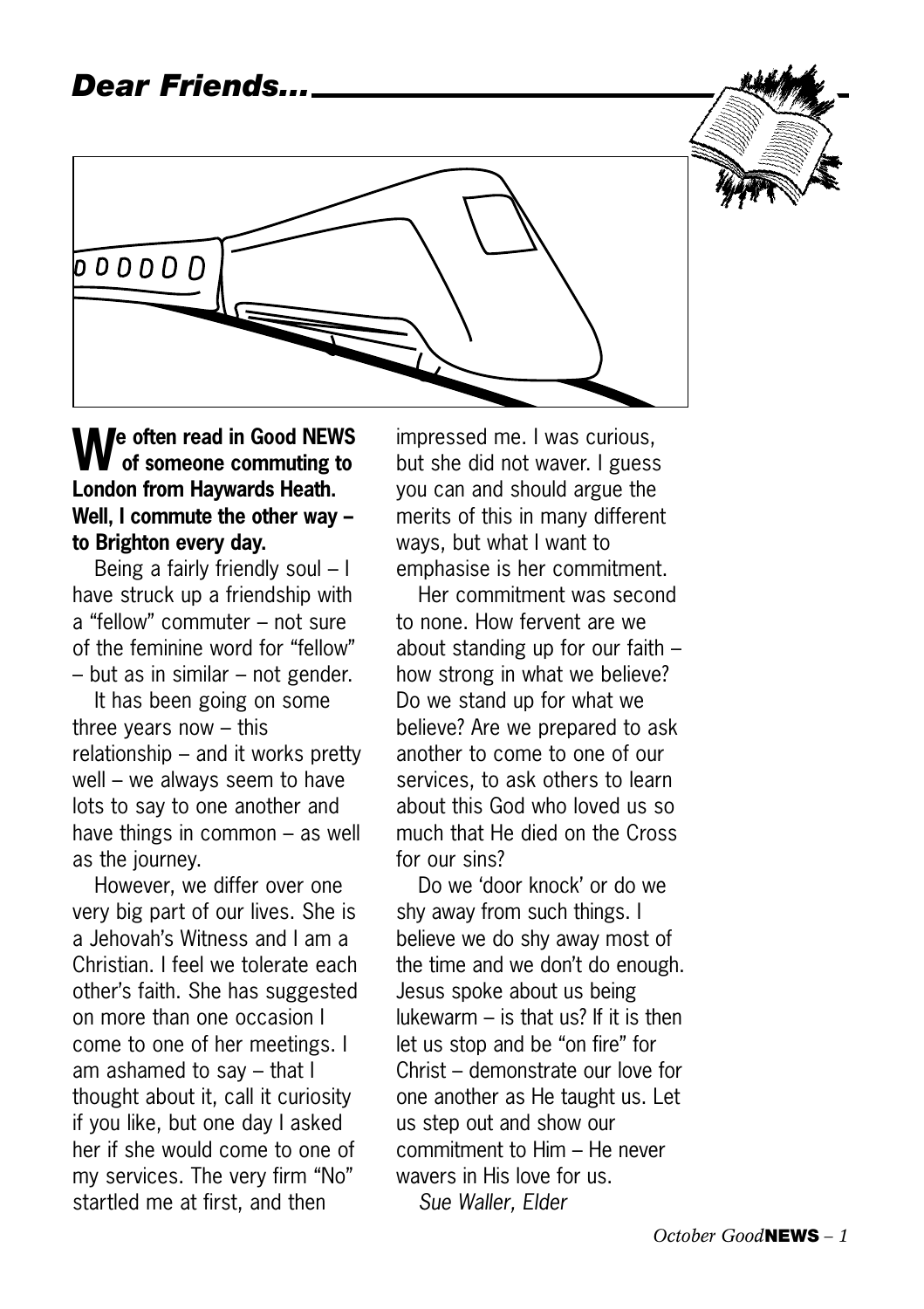# Dear Friends...

**We often read in Good NEWS of someone commuting to London from Haywards Heath. Well, I commute the other way – to Brighton every day.**

Being a fairly friendly soul – I have struck up a friendship with a "fellow" commuter – not sure of the feminine word for "fellow" – but as in similar – not gender.

It has been going on some three years now – this relationship – and it works pretty well – we always seem to have lots to say to one another and have things in common – as well as the journey.

However, we differ over one very big part of our lives. She is a Jehovah's Witness and I am a Christian. I feel we tolerate each other's faith. She has suggested on more than one occasion I come to one of her meetings. I am ashamed to say – that I thought about it, call it curiosity if you like, but one day I asked her if she would come to one of my services. The very firm "No" startled me at first, and then impressed me. I was curious, but she did not waver. I guess you can and should argue the merits of this in many different ways, but what I want to emphasise is her commitment.

Her commitment was second to none. How fervent are we about standing up for our faith – how strong in what we believe? Do we stand up for what we believe? Are we prepared to ask another to come to one of our services, to ask others to learn about this God who loved us so much that He died on the Cross for our sins?

Do we 'door knock' or do we shy away from such things. I believe we do shy away most of the time and we don't do enough. Jesus spoke about us being lukewarm – is that us? If it is then let us stop and be "on fire" for Christ – demonstrate our love for one another as He taught us. Let us step out and show our commitment to Him – He never wavers in His love for us.

*Sue Waller, Elder*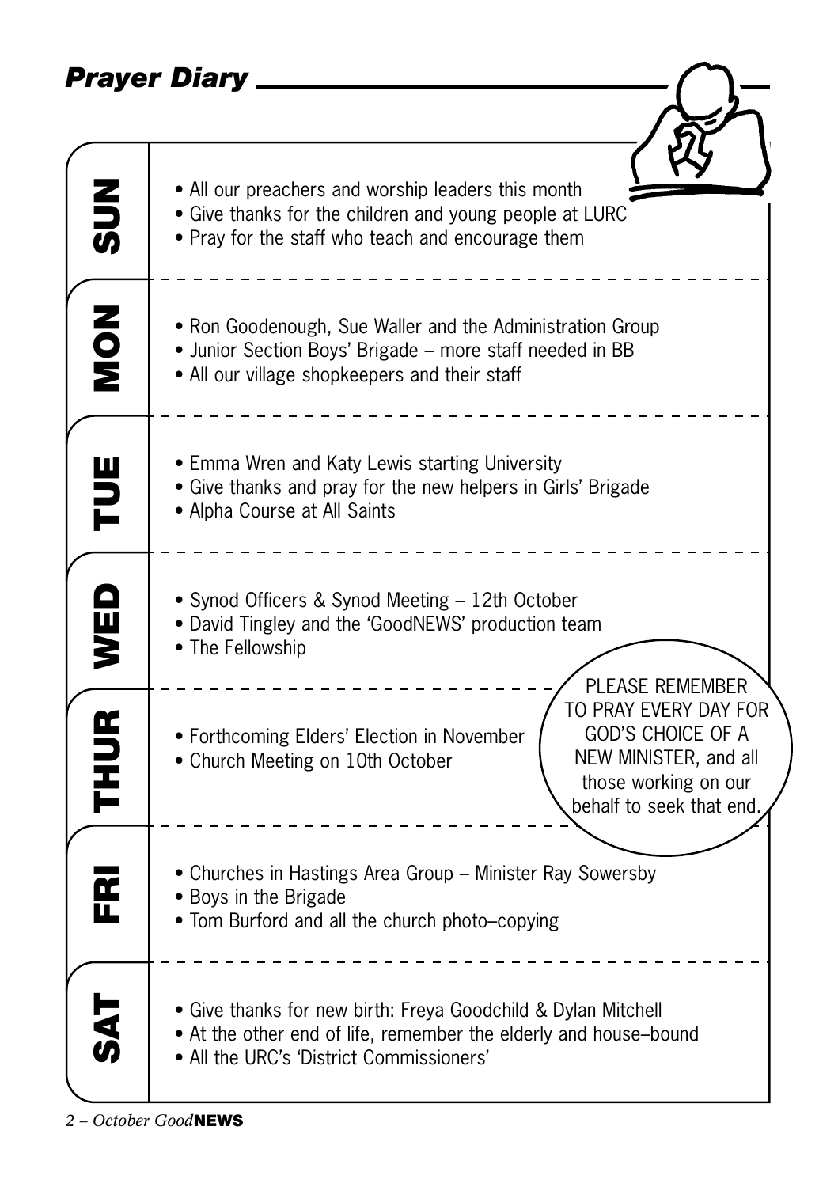## Prayer Diary

**SUN**

- All our preachers and worship leaders this month
- Give thanks for the children and young people at LURC
- Pray for the staff who teach and encourage them

**MON**

- Ron Goodenough, Sue Waller and the Administration Group
- Junior Section Boys' Brigade – more staff needed in BB
- All our village shopkeepers and their staff

**TUE**

- Emma Wren and Katy Lewis starting University
- Give thanks and pray for the new helpers in Girls' Brigade
- Alpha Course at All Saints

**WED**

- Synod Officers & Synod Meeting – 12th October
- David Tingley and the 'GoodNEWS' production team
- The Fellowship

**THUR**

- Forthcoming Elders' Election in November
- Church Meeting on 10th October

PLEASE REMEMBER TO PRAY EVERY DAY FOR GOD'S CHOICE OF A NEW MINISTER, and all those working on our behalf to seek that end.

**FRI**

- Churches in Hastings Area Group – Minister Ray Sowersby
- Boys in the Brigade
- Tom Burford and all the church photo–copying

**SAT**

- Give thanks for new birth: Freya Goodchild & Dylan Mitchell
- At the other end of life, remember the elderly and house–bound
- All the URC's 'District Commissioners'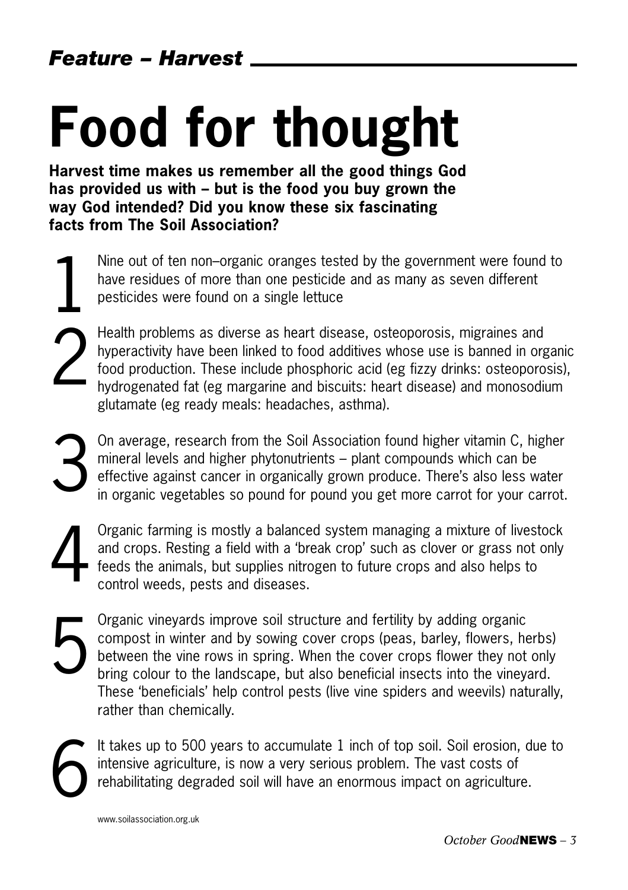*Feature – Harvest*

# Food for thought

**Harvest time makes us remember all the good things God has provided us with – but is the food you buy grown the way God intended? Did you know these six fascinating facts from The Soil Association?**

1. Nine out of ten non–organic oranges tested by the government were found to have residues of more than one pesticide and as many as seven different pesticides were found on a single lettuce

2. Health problems as diverse as heart disease, osteoporosis, migraines and hyperactivity have been linked to food additives whose use is banned in organic food production. These include phosphoric acid (eg fizzy drinks: osteoporosis), hydrogenated fat (eg margarine and biscuits: heart disease) and monosodium glutamate (eg ready meals: headaches, asthma).

3. On average, research from the Soil Association found higher vitamin C, higher mineral levels and higher phytonutrients – plant compounds which can be effective against cancer in organically grown produce. There's also less water in organic vegetables so pound for pound you get more carrot for your carrot.

4. Organic farming is mostly a balanced system managing a mixture of livestock and crops. Resting a field with a 'break crop' such as clover or grass not only feeds the animals, but supplies nitrogen to future crops and also helps to control weeds, pests and diseases.

5. Organic vineyards improve soil structure and fertility by adding organic compost in winter and by sowing cover crops (peas, barley, flowers, herbs) between the vine rows in spring. When the cover crops flower they not only bring colour to the landscape, but also beneficial insects into the vineyard. These 'beneficials' help control pests (live vine spiders and weevils) naturally, rather than chemically.

6. It takes up to 500 years to accumulate 1 inch of top soil. Soil erosion, due to intensive agriculture, is now a very serious problem. The vast costs of rehabilitating degraded soil will have an enormous impact on agriculture.

www.soilassociation.org.uk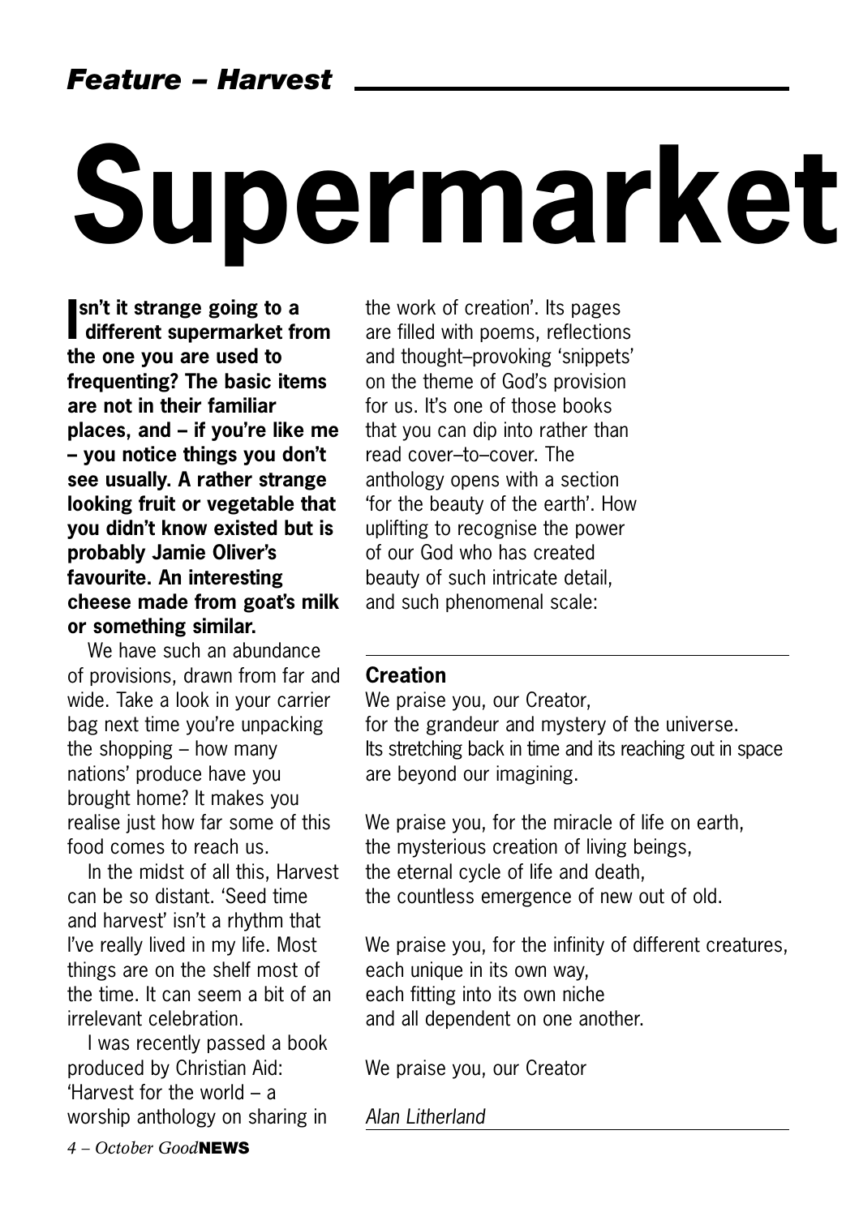*Feature – Harvest*

# Supermarket

**Isn't it strange going to a different supermarket from the one you are used to frequenting? The basic items are not in their familiar places, and – if you're like me – you notice things you don't see usually. A rather strange looking fruit or vegetable that you didn't know existed but is probably Jamie Oliver's favourite. An interesting cheese made from goat's milk or something similar.**

We have such an abundance of provisions, drawn from far and wide. Take a look in your carrier bag next time you're unpacking the shopping – how many nations' produce have you brought home? It makes you realise just how far some of this food comes to reach us.

In the midst of all this, Harvest can be so distant. 'Seed time and harvest' isn't a rhythm that I've really lived in my life. Most things are on the shelf most of the time. It can seem a bit of an irrelevant celebration.

I was recently passed a book produced by Christian Aid: 'Harvest for the world – a worship anthology on sharing in the work of creation'. Its pages are filled with poems, reflections and thought–provoking 'snippets' on the theme of God's provision for us. It's one of those books that you can dip into rather than read cover–to–cover. The anthology opens with a section 'for the beauty of the earth'. How uplifting to recognise the power of our God who has created beauty of such intricate detail, and such phenomenal scale:

---

**Creation**

We praise you, our Creator,
for the grandeur and mystery of the universe.
Its stretching back in time and its reaching out in space
are beyond our imagining.

We praise you, for the miracle of life on earth,
the mysterious creation of living beings,
the eternal cycle of life and death,
the countless emergence of new out of old.

We praise you, for the infinity of different creatures,
each unique in its own way,
each fitting into its own niche
and all dependent on one another.

We praise you, our Creator

*Alan Litherland*

---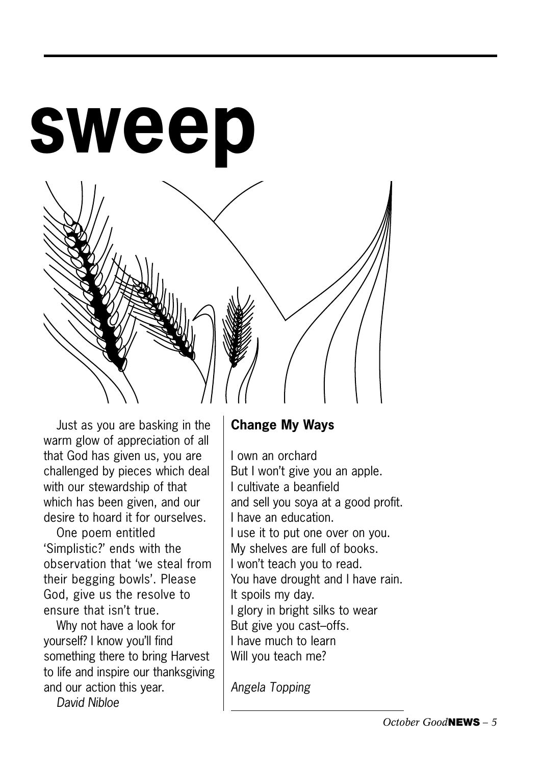# sweep

Just as you are basking in the warm glow of appreciation of all that God has given us, you are challenged by pieces which deal with our stewardship of that which has been given, and our desire to hoard it for ourselves.

One poem entitled 'Simplistic?' ends with the observation that 'we steal from their begging bowls'. Please God, give us the resolve to ensure that isn't true.

Why not have a look for yourself? I know you'll find something there to bring Harvest to life and inspire our thanksgiving and our action this year.

*David Nibloe*

**Change My Ways**

I own an orchard
But I won't give you an apple.
I cultivate a beanfield
and sell you soya at a good profit.
I have an education.
I use it to put one over on you.
My shelves are full of books.
I won't teach you to read.
You have drought and I have rain.
It spoils my day.
I glory in bright silks to wear
But give you cast–offs.
I have much to learn
Will you teach me?

*Angela Topping*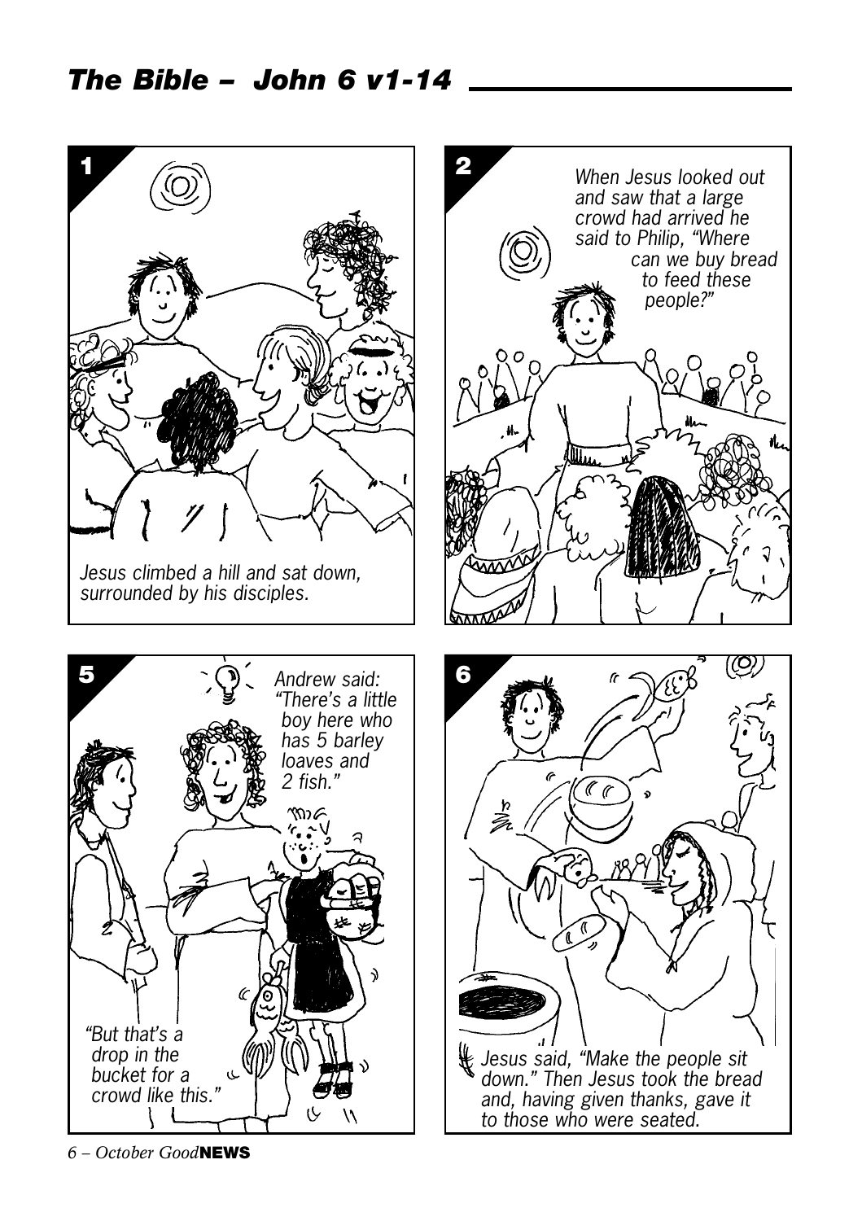## *The Bible – John 6 v1-14*

**1**

*Jesus climbed a hill and sat down, surrounded by his disciples.*

**2**

*When Jesus looked out and saw that a large crowd had arrived he said to Philip, "Where can we buy bread to feed these people?"*

**5**

*Andrew said: "There's a little boy here who has 5 barley loaves and 2 fish."*

*"But that's a drop in the bucket for a crowd like this."*

**6**

*Jesus said, "Make the people sit down." Then Jesus took the bread and, having given thanks, gave it to those who were seated.*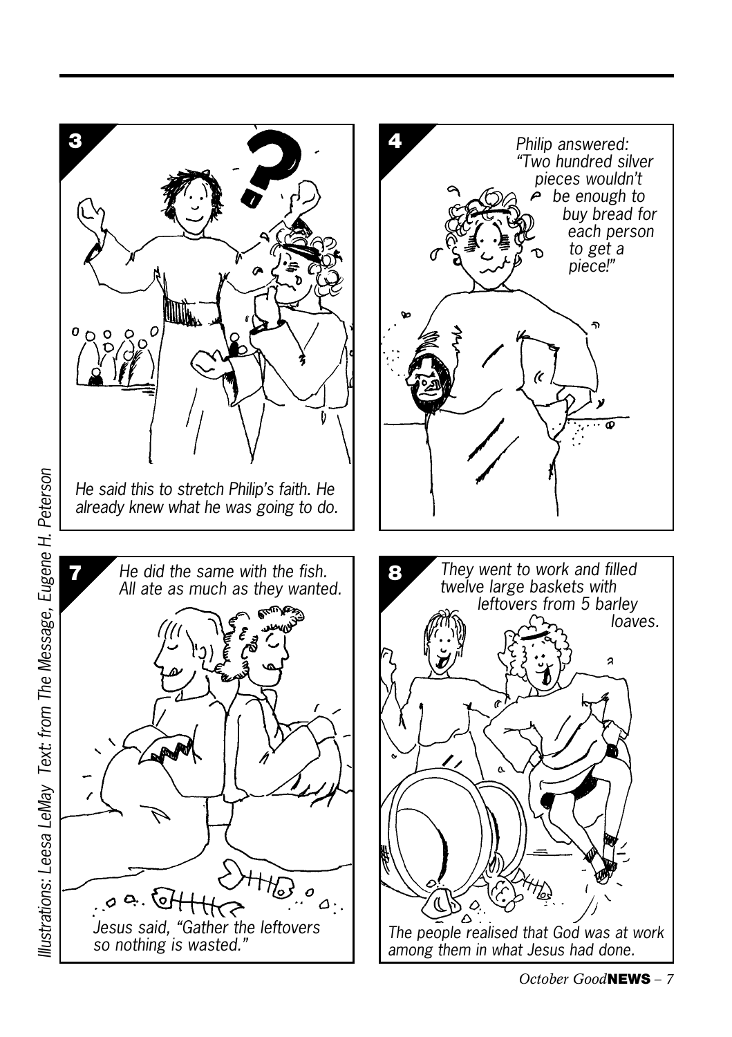**3**

He said this to stretch Philip's faith. He already knew what he was going to do.

**4**

Philip answered: "Two hundred silver pieces wouldn't be enough to buy bread for each person to get a piece!"

**7**

He did the same with the fish. All ate as much as they wanted.

Jesus said, "Gather the leftovers so nothing is wasted."

**8**

They went to work and filled twelve large baskets with leftovers from 5 barley loaves.

The people realised that God was at work among them in what Jesus had done.

*Illustrations: Leesa LeMay Text: from The Message, Eugene H. Peterson*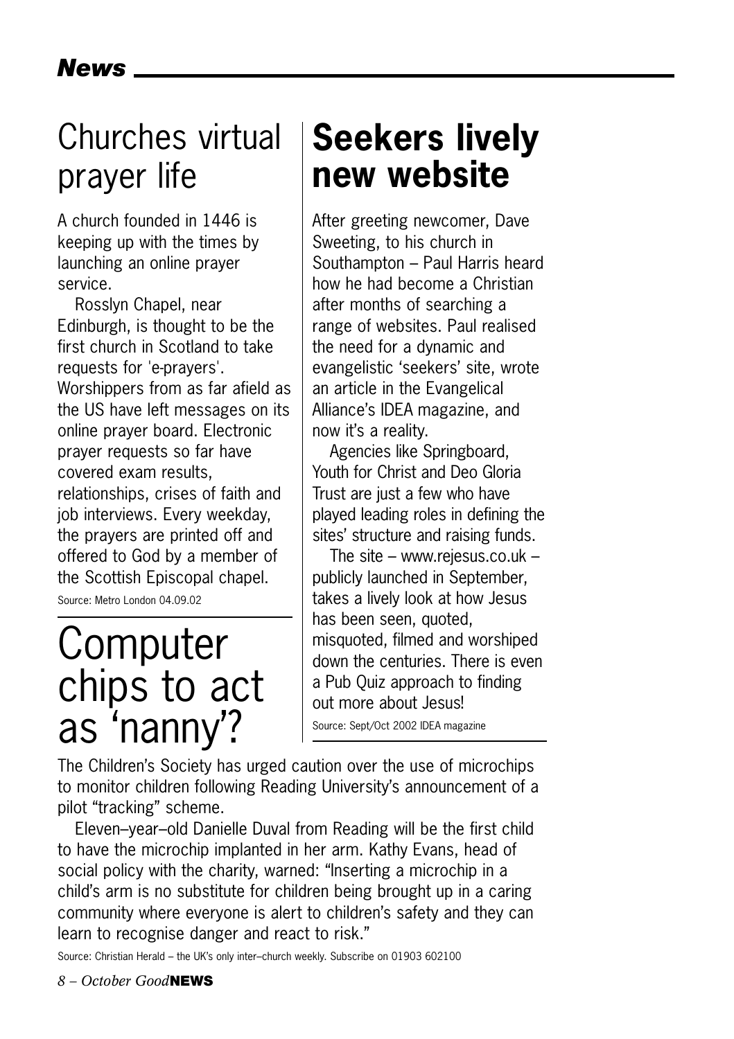## News

# Churches virtual prayer life

A church founded in 1446 is keeping up with the times by launching an online prayer service.

Rosslyn Chapel, near Edinburgh, is thought to be the first church in Scotland to take requests for 'e-prayers'. Worshippers from as far afield as the US have left messages on its online prayer board. Electronic prayer requests so far have covered exam results, relationships, crises of faith and job interviews. Every weekday, the prayers are printed off and offered to God by a member of the Scottish Episcopal chapel.

Source: Metro London 04.09.02

# Seekers lively new website

After greeting newcomer, Dave Sweeting, to his church in Southampton – Paul Harris heard how he had become a Christian after months of searching a range of websites. Paul realised the need for a dynamic and evangelistic 'seekers' site, wrote an article in the Evangelical Alliance's IDEA magazine, and now it's a reality.

Agencies like Springboard, Youth for Christ and Deo Gloria Trust are just a few who have played leading roles in defining the sites' structure and raising funds.

The site – www.rejesus.co.uk – publicly launched in September, takes a lively look at how Jesus has been seen, quoted, misquoted, filmed and worshiped down the centuries. There is even a Pub Quiz approach to finding out more about Jesus!

Source: Sept/Oct 2002 IDEA magazine

# Computer chips to act as 'nanny'?

The Children's Society has urged caution over the use of microchips to monitor children following Reading University's announcement of a pilot "tracking" scheme.

Eleven–year–old Danielle Duval from Reading will be the first child to have the microchip implanted in her arm. Kathy Evans, head of social policy with the charity, warned: "Inserting a microchip in a child's arm is no substitute for children being brought up in a caring community where everyone is alert to children's safety and they can learn to recognise danger and react to risk."

Source: Christian Herald – the UK's only inter–church weekly. Subscribe on 01903 602100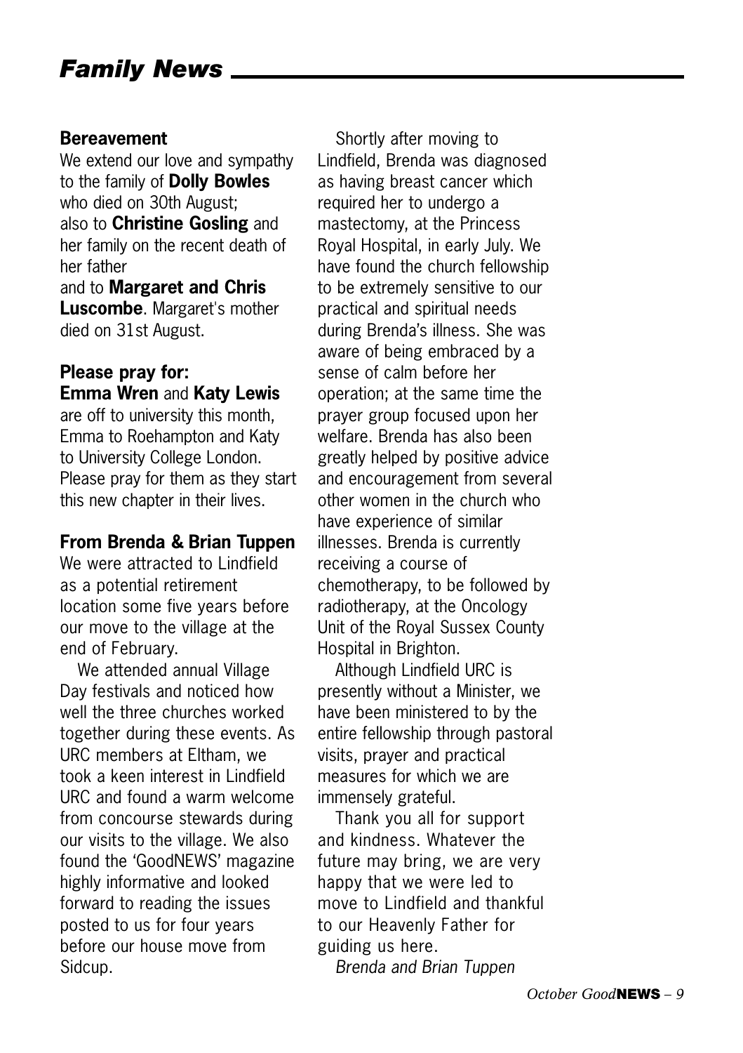# *Family News*

### Bereavement

We extend our love and sympathy to the family of **Dolly Bowles** who died on 30th August; also to **Christine Gosling** and her family on the recent death of her father and to **Margaret and Chris Luscombe**. Margaret's mother died on 31st August.

### Please pray for:

**Emma Wren** and **Katy Lewis** are off to university this month, Emma to Roehampton and Katy to University College London. Please pray for them as they start this new chapter in their lives.

### From Brenda & Brian Tuppen

We were attracted to Lindfield as a potential retirement location some five years before our move to the village at the end of February.

We attended annual Village Day festivals and noticed how well the three churches worked together during these events. As URC members at Eltham, we took a keen interest in Lindfield URC and found a warm welcome from concourse stewards during our visits to the village. We also found the 'GoodNEWS' magazine highly informative and looked forward to reading the issues posted to us for four years before our house move from Sidcup.

Shortly after moving to Lindfield, Brenda was diagnosed as having breast cancer which required her to undergo a mastectomy, at the Princess Royal Hospital, in early July. We have found the church fellowship to be extremely sensitive to our practical and spiritual needs during Brenda's illness. She was aware of being embraced by a sense of calm before her operation; at the same time the prayer group focused upon her welfare. Brenda has also been greatly helped by positive advice and encouragement from several other women in the church who have experience of similar illnesses. Brenda is currently receiving a course of chemotherapy, to be followed by radiotherapy, at the Oncology Unit of the Royal Sussex County Hospital in Brighton.

Although Lindfield URC is presently without a Minister, we have been ministered to by the entire fellowship through pastoral visits, prayer and practical measures for which we are immensely grateful.

Thank you all for support and kindness. Whatever the future may bring, we are very happy that we were led to move to Lindfield and thankful to our Heavenly Father for guiding us here.

*Brenda and Brian Tuppen*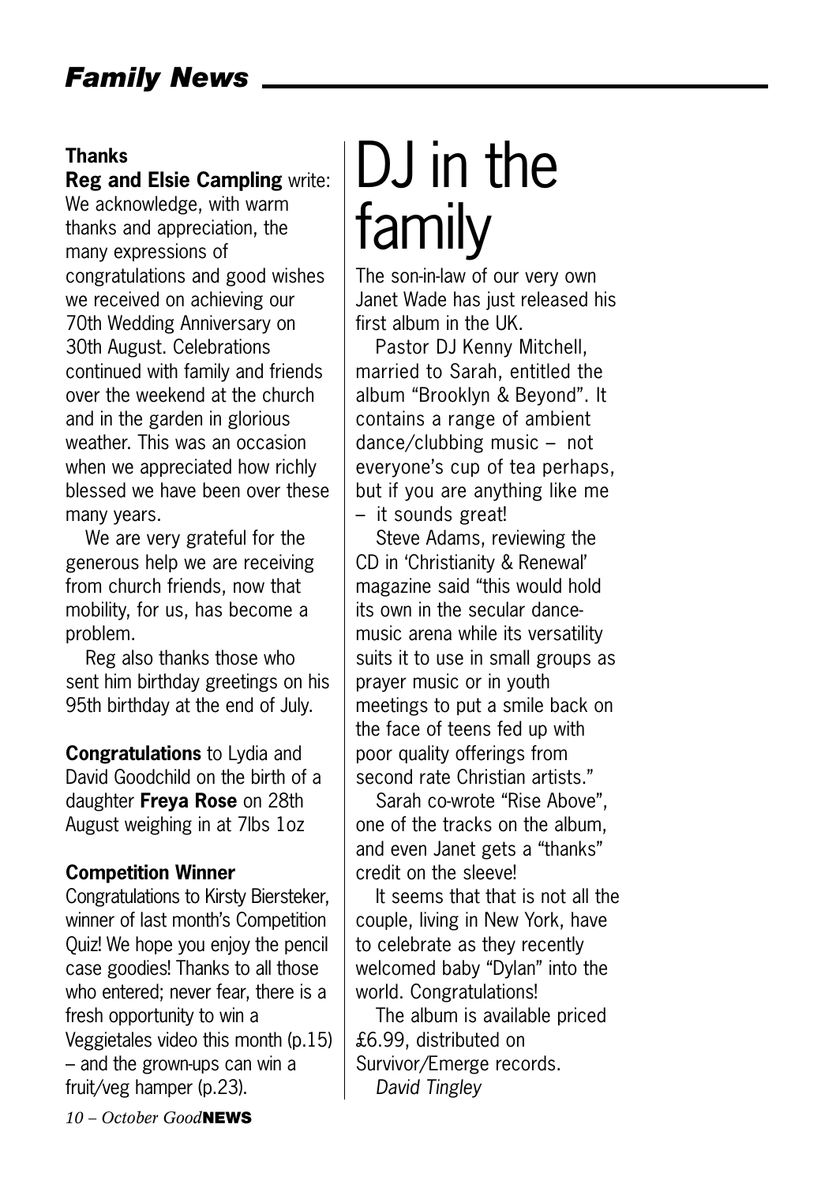## Family News

**Thanks**

**Reg and Elsie Campling** write: We acknowledge, with warm thanks and appreciation, the many expressions of congratulations and good wishes we received on achieving our 70th Wedding Anniversary on 30th August. Celebrations continued with family and friends over the weekend at the church and in the garden in glorious weather. This was an occasion when we appreciated how richly blessed we have been over these many years.

We are very grateful for the generous help we are receiving from church friends, now that mobility, for us, has become a problem.

Reg also thanks those who sent him birthday greetings on his 95th birthday at the end of July.

**Congratulations** to Lydia and David Goodchild on the birth of a daughter **Freya Rose** on 28th August weighing in at 7lbs 1oz

**Competition Winner**

Congratulations to Kirsty Biersteker, winner of last month's Competition Quiz! We hope you enjoy the pencil case goodies! Thanks to all those who entered; never fear, there is a fresh opportunity to win a Veggietales video this month (p.15) – and the grown-ups can win a fruit/veg hamper (p.23).

# DJ in the family

The son-in-law of our very own Janet Wade has just released his first album in the UK.

Pastor DJ Kenny Mitchell, married to Sarah, entitled the album "Brooklyn & Beyond". It contains a range of ambient dance/clubbing music – not everyone's cup of tea perhaps, but if you are anything like me – it sounds great!

Steve Adams, reviewing the CD in 'Christianity & Renewal' magazine said "this would hold its own in the secular dance-music arena while its versatility suits it to use in small groups as prayer music or in youth meetings to put a smile back on the face of teens fed up with poor quality offerings from second rate Christian artists."

Sarah co-wrote "Rise Above", one of the tracks on the album, and even Janet gets a "thanks" credit on the sleeve!

It seems that that is not all the couple, living in New York, have to celebrate as they recently welcomed baby "Dylan" into the world. Congratulations!

The album is available priced £6.99, distributed on Survivor/Emerge records.

*David Tingley*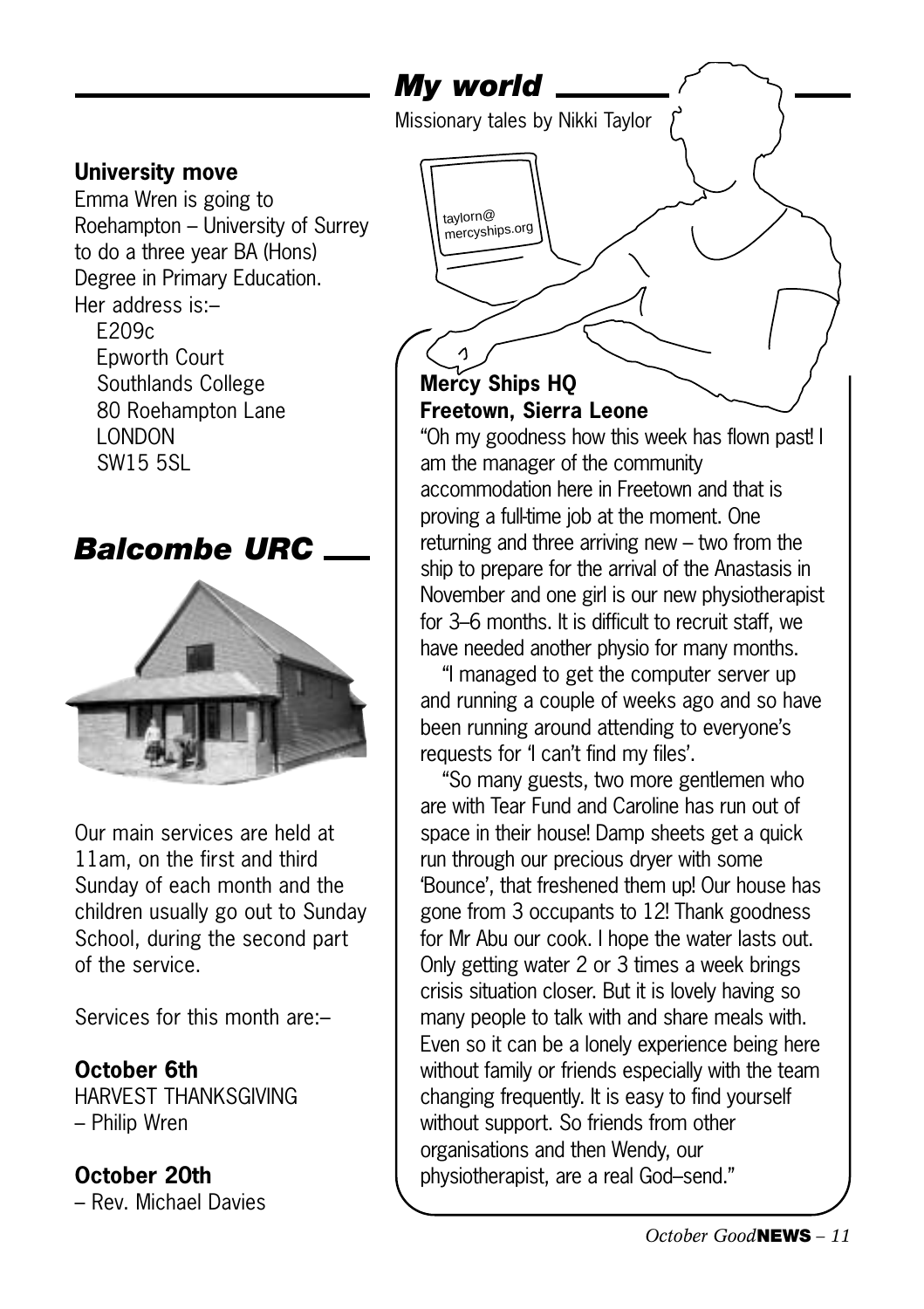## University move

Emma Wren is going to Roehampton – University of Surrey to do a three year BA (Hons) Degree in Primary Education.

Her address is:–

E209c
Epworth Court
Southlands College
80 Roehampton Lane
LONDON
SW15 5SL

## *Balcombe URC*

Our main services are held at 11am, on the first and third Sunday of each month and the children usually go out to Sunday School, during the second part of the service.

Services for this month are:–

**October 6th**
HARVEST THANKSGIVING
– Philip Wren

**October 20th**
– Rev. Michael Davies

## *My world*

Missionary tales by Nikki Taylor

taylorn@mercyships.org

**Mercy Ships HQ**
**Freetown, Sierra Leone**

"Oh my goodness how this week has flown past! I am the manager of the community accommodation here in Freetown and that is proving a full-time job at the moment. One returning and three arriving new – two from the ship to prepare for the arrival of the Anastasis in November and one girl is our new physiotherapist for 3–6 months. It is difficult to recruit staff, we have needed another physio for many months.

"I managed to get the computer server up and running a couple of weeks ago and so have been running around attending to everyone's requests for 'I can't find my files'.

"So many guests, two more gentlemen who are with Tear Fund and Caroline has run out of space in their house! Damp sheets get a quick run through our precious dryer with some 'Bounce', that freshened them up! Our house has gone from 3 occupants to 12! Thank goodness for Mr Abu our cook. I hope the water lasts out. Only getting water 2 or 3 times a week brings crisis situation closer. But it is lovely having so many people to talk with and share meals with. Even so it can be a lonely experience being here without family or friends especially with the team changing frequently. It is easy to find yourself without support. So friends from other organisations and then Wendy, our physiotherapist, are a real God–send."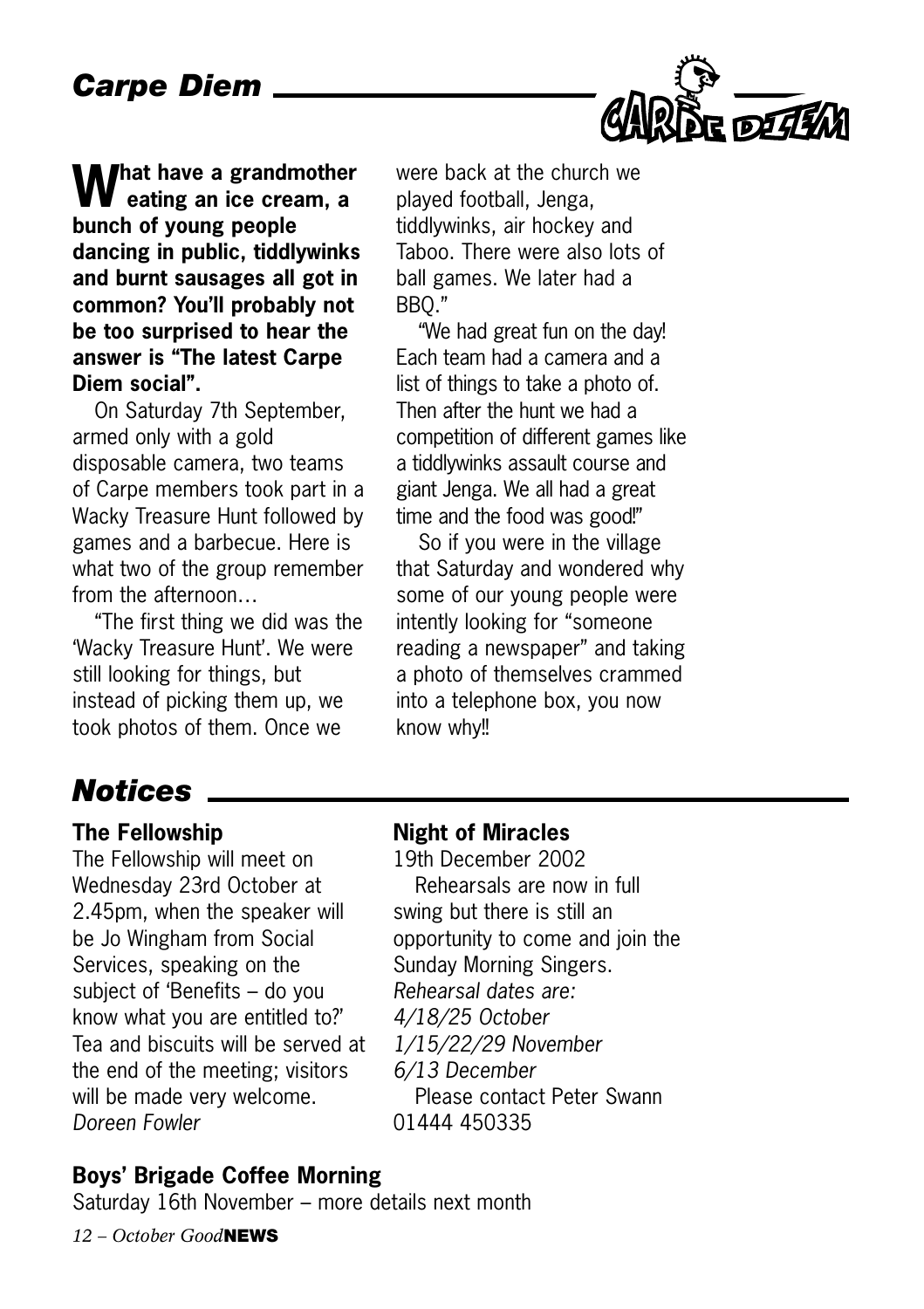## *Carpe Diem*

**What have a grandmother eating an ice cream, a bunch of young people dancing in public, tiddlywinks and burnt sausages all got in common? You'll probably not be too surprised to hear the answer is "The latest Carpe Diem social".**

On Saturday 7th September, armed only with a gold disposable camera, two teams of Carpe members took part in a Wacky Treasure Hunt followed by games and a barbecue. Here is what two of the group remember from the afternoon…

"The first thing we did was the 'Wacky Treasure Hunt'. We were still looking for things, but instead of picking them up, we took photos of them. Once we were back at the church we played football, Jenga, tiddlywinks, air hockey and Taboo. There were also lots of ball games. We later had a BBQ."

"We had great fun on the day! Each team had a camera and a list of things to take a photo of. Then after the hunt we had a competition of different games like a tiddlywinks assault course and giant Jenga. We all had a great time and the food was good!"

So if you were in the village that Saturday and wondered why some of our young people were intently looking for "someone reading a newspaper" and taking a photo of themselves crammed into a telephone box, you now know why!!

## *Notices*

### The Fellowship

The Fellowship will meet on Wednesday 23rd October at 2.45pm, when the speaker will be Jo Wingham from Social Services, speaking on the subject of 'Benefits – do you know what you are entitled to?' Tea and biscuits will be served at the end of the meeting; visitors will be made very welcome.
*Doreen Fowler*

### Night of Miracles

19th December 2002

Rehearsals are now in full swing but there is still an opportunity to come and join the Sunday Morning Singers.
*Rehearsal dates are:*
*4/18/25 October*
*1/15/22/29 November*
*6/13 December*

Please contact Peter Swann 01444 450335

### Boys' Brigade Coffee Morning

Saturday 16th November – more details next month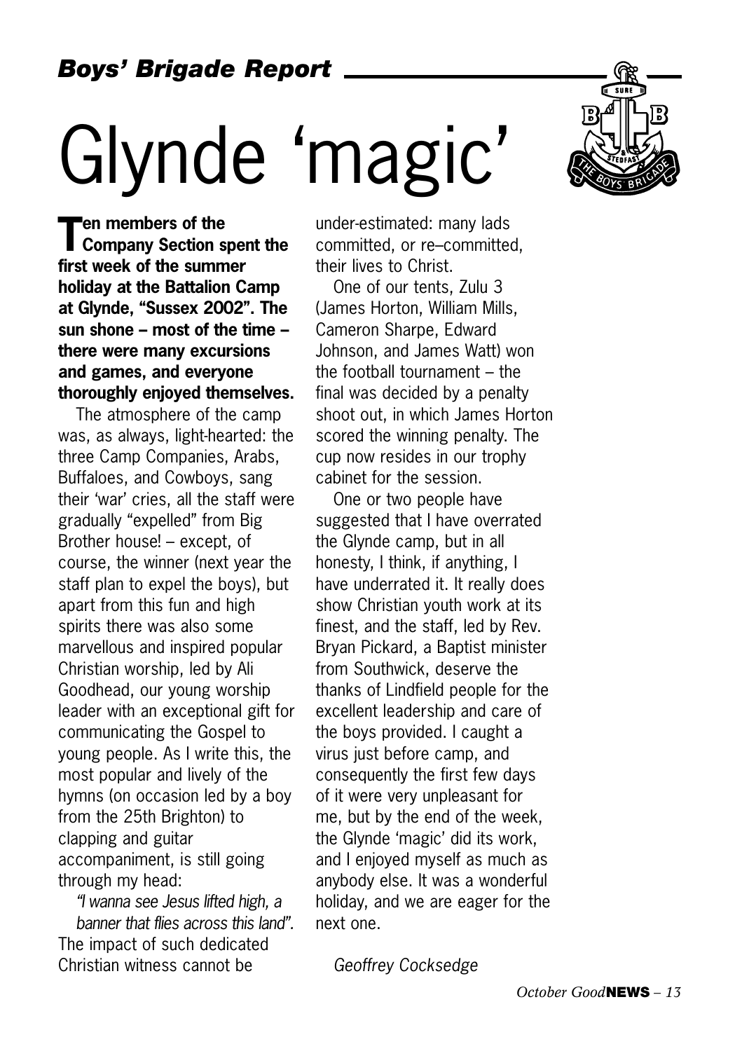*Boys' Brigade Report*

# Glynde 'magic'

**Ten members of the Company Section spent the first week of the summer holiday at the Battalion Camp at Glynde, "Sussex 2002". The sun shone – most of the time – there were many excursions and games, and everyone thoroughly enjoyed themselves.**

The atmosphere of the camp was, as always, light-hearted: the three Camp Companies, Arabs, Buffaloes, and Cowboys, sang their 'war' cries, all the staff were gradually "expelled" from Big Brother house! – except, of course, the winner (next year the staff plan to expel the boys), but apart from this fun and high spirits there was also some marvellous and inspired popular Christian worship, led by Ali Goodhead, our young worship leader with an exceptional gift for communicating the Gospel to young people. As I write this, the most popular and lively of the hymns (on occasion led by a boy from the 25th Brighton) to clapping and guitar accompaniment, is still going through my head:

*"I wanna see Jesus lifted high, a banner that flies across this land".*

The impact of such dedicated Christian witness cannot be under-estimated: many lads committed, or re–committed, their lives to Christ.

One of our tents, Zulu 3 (James Horton, William Mills, Cameron Sharpe, Edward Johnson, and James Watt) won the football tournament – the final was decided by a penalty shoot out, in which James Horton scored the winning penalty. The cup now resides in our trophy cabinet for the session.

One or two people have suggested that I have overrated the Glynde camp, but in all honesty, I think, if anything, I have underrated it. It really does show Christian youth work at its finest, and the staff, led by Rev. Bryan Pickard, a Baptist minister from Southwick, deserve the thanks of Lindfield people for the excellent leadership and care of the boys provided. I caught a virus just before camp, and consequently the first few days of it were very unpleasant for me, but by the end of the week, the Glynde 'magic' did its work, and I enjoyed myself as much as anybody else. It was a wonderful holiday, and we are eager for the next one.

*Geoffrey Cocksedge*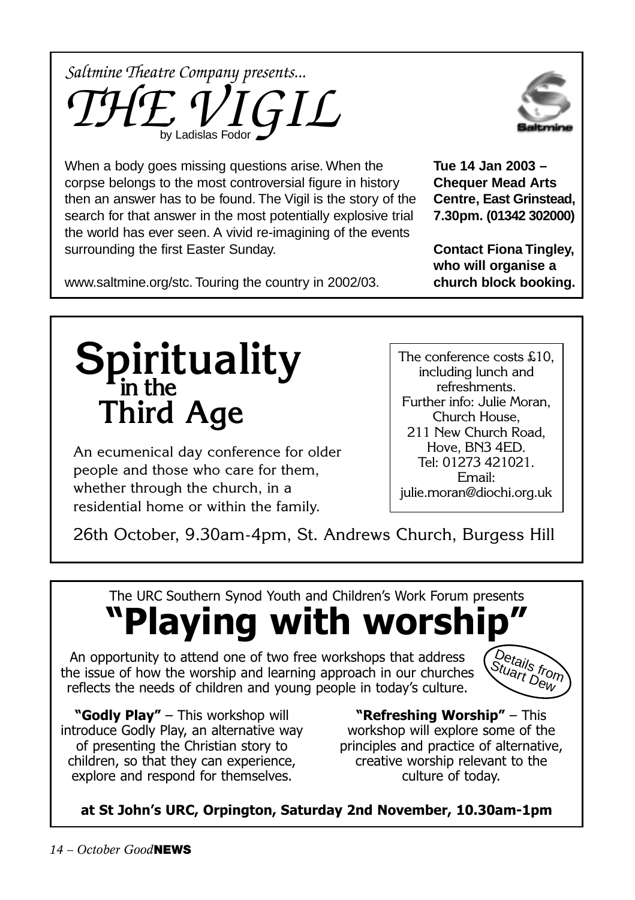*Saltmine Theatre Company presents...*

# THE VIGIL

by Ladislas Fodor

When a body goes missing questions arise. When the corpse belongs to the most controversial figure in history then an answer has to be found. The Vigil is the story of the search for that answer in the most potentially explosive trial the world has ever seen. A vivid re-imagining of the events surrounding the first Easter Sunday.

www.saltmine.org/stc. Touring the country in 2002/03.

**Tue 14 Jan 2003 – Chequer Mead Arts Centre, East Grinstead, 7.30pm. (01342 302000)**

**Contact Fiona Tingley, who will organise a church block booking.**

# Spirituality in the Third Age

An ecumenical day conference for older people and those who care for them, whether through the church, in a residential home or within the family.

The conference costs £10, including lunch and refreshments.
Further info: Julie Moran, Church House, 211 New Church Road, Hove, BN3 4ED.
Tel: 01273 421021.
Email: julie.moran@diochi.org.uk

26th October, 9.30am-4pm, St. Andrews Church, Burgess Hill

The URC Southern Synod Youth and Children's Work Forum presents

# "Playing with worship"

An opportunity to attend one of two free workshops that address the issue of how the worship and learning approach in our churches reflects the needs of children and young people in today's culture.

Details from Stuart Dew

**"Godly Play"** – This workshop will introduce Godly Play, an alternative way of presenting the Christian story to children, so that they can experience, explore and respond for themselves.

**"Refreshing Worship"** – This workshop will explore some of the principles and practice of alternative, creative worship relevant to the culture of today.

**at St John's URC, Orpington, Saturday 2nd November, 10.30am-1pm**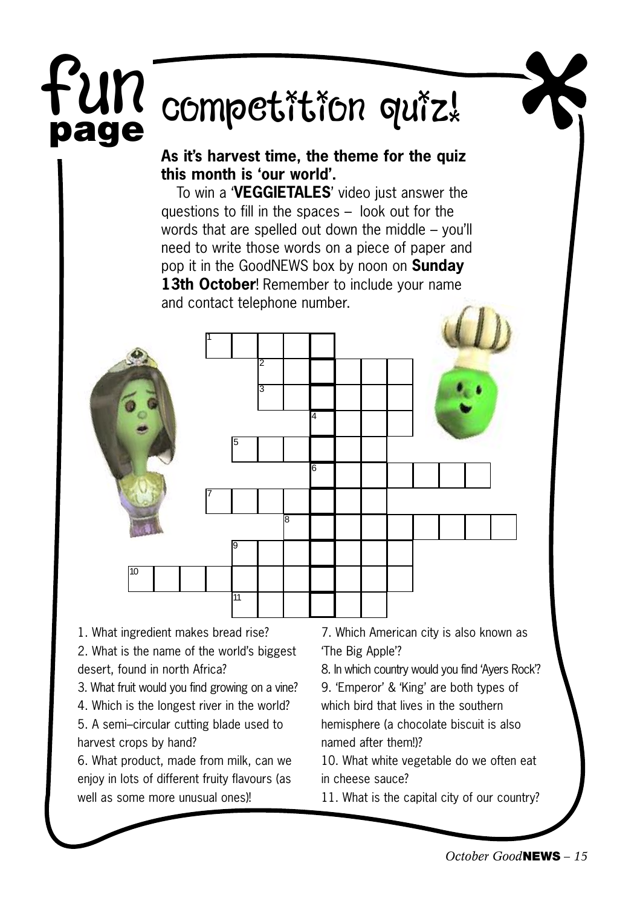# fun page competition quiz!

**As it's harvest time, the theme for the quiz this month is 'our world'.**

To win a '**VEGGIETALES**' video just answer the questions to fill in the spaces – look out for the words that are spelled out down the middle – you'll need to write those words on a piece of paper and pop it in the GoodNEWS box by noon on **Sunday 13th October**! Remember to include your name and contact telephone number.

1. What ingredient makes bread rise?
2. What is the name of the world's biggest desert, found in north Africa?
3. What fruit would you find growing on a vine?
4. Which is the longest river in the world?
5. A semi–circular cutting blade used to harvest crops by hand?
6. What product, made from milk, can we enjoy in lots of different fruity flavours (as well as some more unusual ones)!
7. Which American city is also known as 'The Big Apple'?
8. In which country would you find 'Ayers Rock'?
9. 'Emperor' & 'King' are both types of which bird that lives in the southern hemisphere (a chocolate biscuit is also named after them!)?
10. What white vegetable do we often eat in cheese sauce?
11. What is the capital city of our country?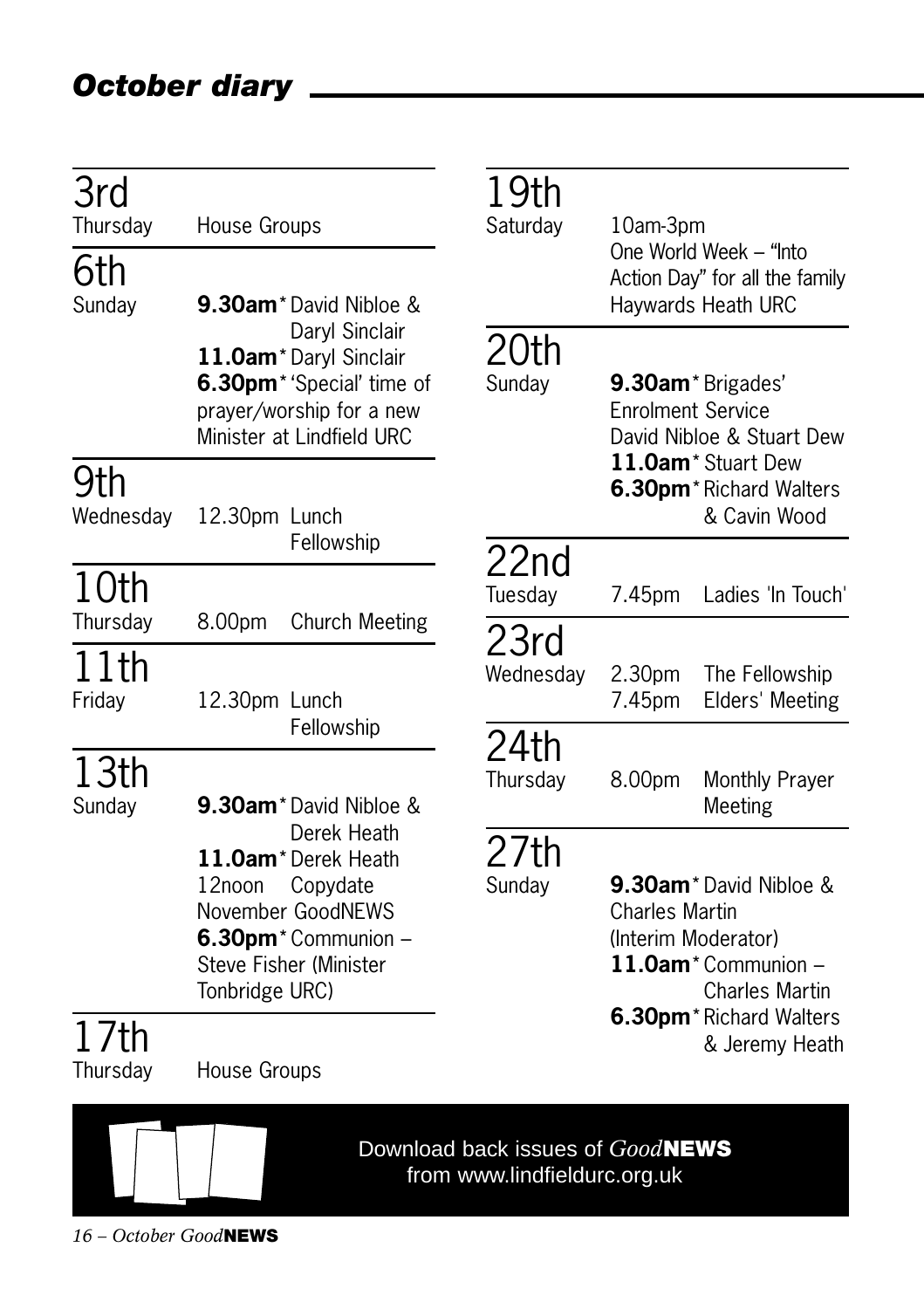## *October diary*

**3rd**
Thursday — House Groups

**6th**
Sunday
**9.30am*** David Nibloe & Daryl Sinclair
**11.0am*** Daryl Sinclair
**6.30pm*** 'Special' time of prayer/worship for a new Minister at Lindfield URC

**9th**
Wednesday — 12.30pm Lunch Fellowship

**10th**
Thursday — 8.00pm Church Meeting

**11th**
Friday — 12.30pm Lunch Fellowship

**13th**
Sunday
**9.30am*** David Nibloe & Derek Heath
**11.0am*** Derek Heath
12noon Copydate November GoodNEWS
**6.30pm*** Communion – Steve Fisher (Minister Tonbridge URC)

**17th**
Thursday — House Groups

**19th**
Saturday
10am-3pm
One World Week – "Into Action Day" for all the family
Haywards Heath URC

**20th**
Sunday
**9.30am*** Brigades' Enrolment Service
David Nibloe & Stuart Dew
**11.0am*** Stuart Dew
**6.30pm*** Richard Walters & Cavin Wood

**22nd**
Tuesday — 7.45pm Ladies 'In Touch'

**23rd**
Wednesday
2.30pm The Fellowship
7.45pm Elders' Meeting

**24th**
Thursday — 8.00pm Monthly Prayer Meeting

**27th**
Sunday
**9.30am*** David Nibloe & Charles Martin (Interim Moderator)
**11.0am*** Communion – Charles Martin
**6.30pm*** Richard Walters & Jeremy Heath

Download back issues of *Good***NEWS** from www.lindfieldurc.org.uk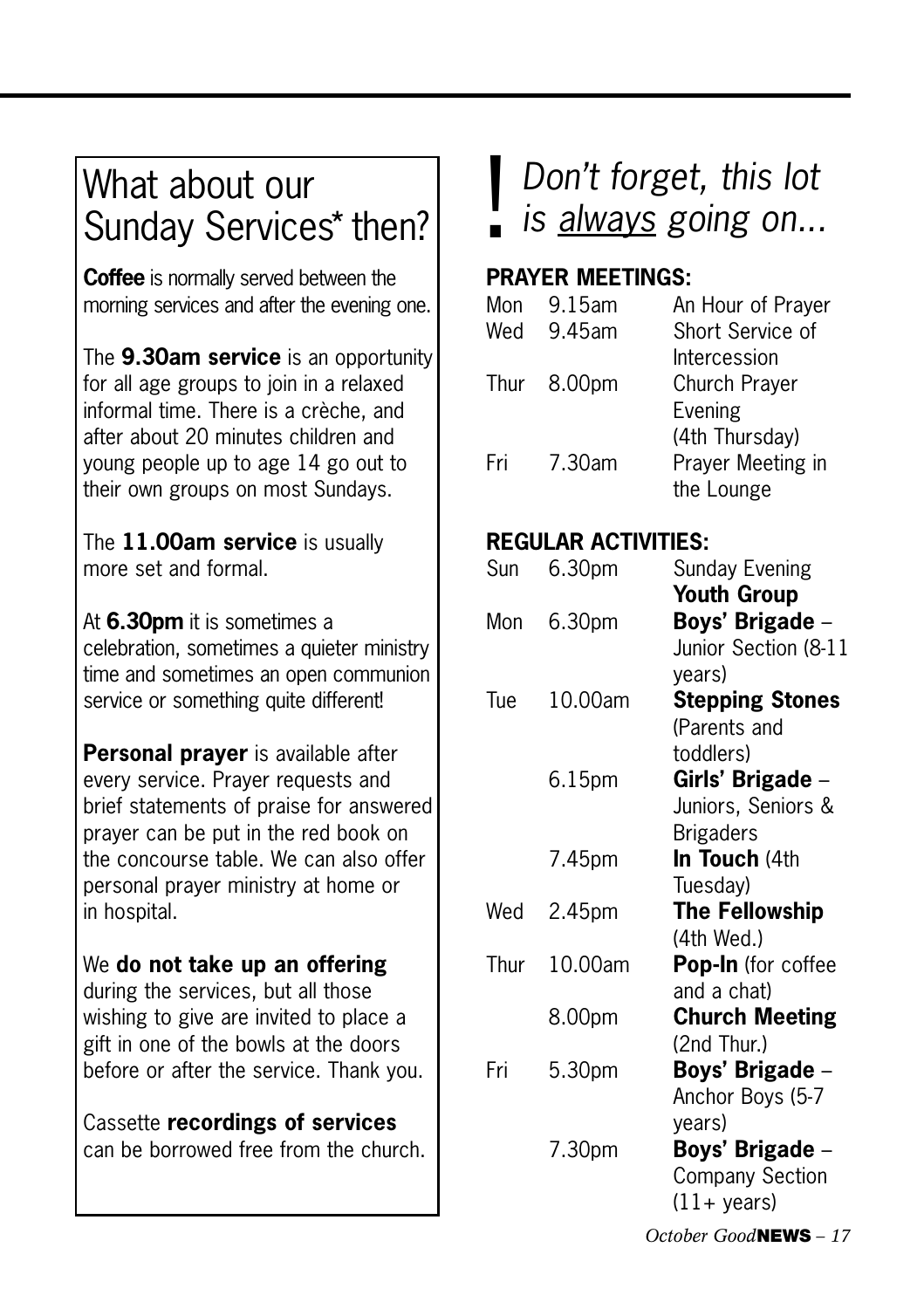## What about our Sunday Services* then?

**Coffee** is normally served between the morning services and after the evening one.

The **9.30am service** is an opportunity for all age groups to join in a relaxed informal time. There is a crèche, and after about 20 minutes children and young people up to age 14 go out to their own groups on most Sundays.

The **11.00am service** is usually more set and formal.

At **6.30pm** it is sometimes a celebration, sometimes a quieter ministry time and sometimes an open communion service or something quite different!

**Personal prayer** is available after every service. Prayer requests and brief statements of praise for answered prayer can be put in the red book on the concourse table. We can also offer personal prayer ministry at home or in hospital.

We **do not take up an offering** during the services, but all those wishing to give are invited to place a gift in one of the bowls at the doors before or after the service. Thank you.

Cassette **recordings of services** can be borrowed free from the church.

## ! *Don't forget, this lot is <u>always</u> going on...*

### PRAYER MEETINGS:

| | | |
|---|---|---|
| Mon | 9.15am | An Hour of Prayer |
| Wed | 9.45am | Short Service of Intercession |
| Thur | 8.00pm | Church Prayer Evening (4th Thursday) |
| Fri | 7.30am | Prayer Meeting in the Lounge |

### REGULAR ACTIVITIES:

| | | |
|---|---|---|
| Sun | 6.30pm | Sunday Evening **Youth Group** |
| Mon | 6.30pm | **Boys' Brigade** – Junior Section (8-11 years) |
| Tue | 10.00am | **Stepping Stones** (Parents and toddlers) |
| | 6.15pm | **Girls' Brigade** – Juniors, Seniors & Brigaders |
| | 7.45pm | **In Touch** (4th Tuesday) |
| Wed | 2.45pm | **The Fellowship** (4th Wed.) |
| Thur | 10.00am | **Pop-In** (for coffee and a chat) |
| | 8.00pm | **Church Meeting** (2nd Thur.) |
| Fri | 5.30pm | **Boys' Brigade** – Anchor Boys (5-7 years) |
| | 7.30pm | **Boys' Brigade** – Company Section (11+ years) |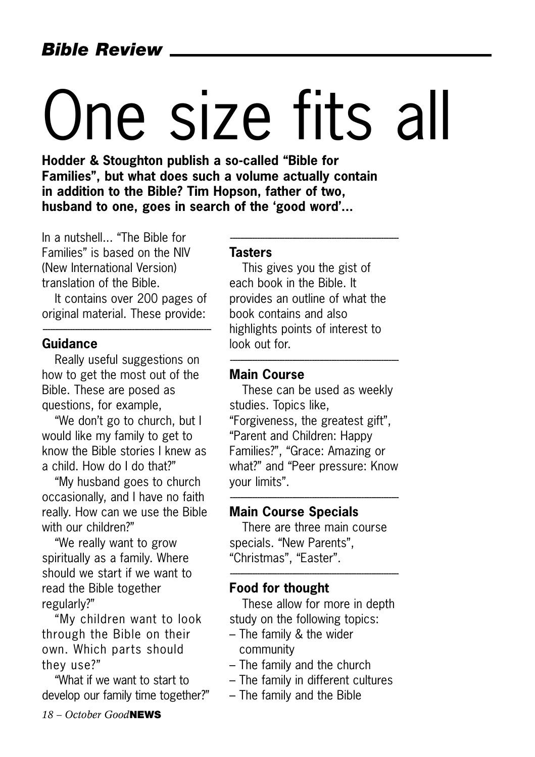# One size fits all

**Hodder & Stoughton publish a so-called "Bible for Families", but what does such a volume actually contain in addition to the Bible? Tim Hopson, father of two, husband to one, goes in search of the 'good word'...**

In a nutshell... "The Bible for Families" is based on the NIV (New International Version) translation of the Bible.

It contains over 200 pages of original material. These provide:

---

### Guidance

Really useful suggestions on how to get the most out of the Bible. These are posed as questions, for example,

"We don't go to church, but I would like my family to get to know the Bible stories I knew as a child. How do I do that?"

"My husband goes to church occasionally, and I have no faith really. How can we use the Bible with our children?"

"We really want to grow spiritually as a family. Where should we start if we want to read the Bible together regularly?"

"My children want to look through the Bible on their own. Which parts should they use?"

"What if we want to start to develop our family time together?"

---

### Tasters

This gives you the gist of each book in the Bible. It provides an outline of what the book contains and also highlights points of interest to look out for.

---

### Main Course

These can be used as weekly studies. Topics like, "Forgiveness, the greatest gift", "Parent and Children: Happy Families?", "Grace: Amazing or what?" and "Peer pressure: Know your limits".

---

### Main Course Specials

There are three main course specials. "New Parents", "Christmas", "Easter".

---

### Food for thought

These allow for more in depth study on the following topics:

- The family & the wider community
- The family and the church
- The family in different cultures
- The family and the Bible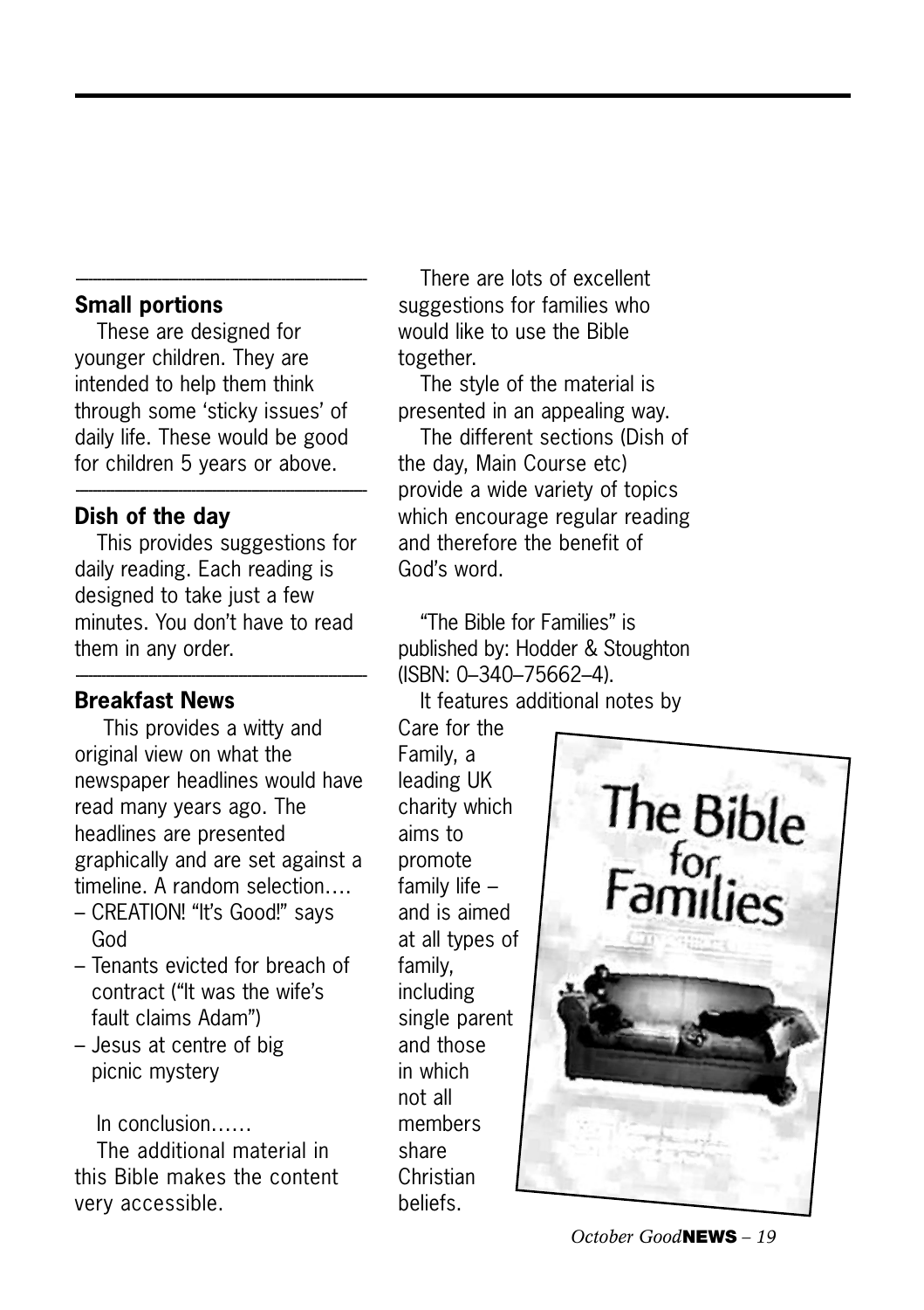## Small portions

These are designed for younger children. They are intended to help them think through some 'sticky issues' of daily life. These would be good for children 5 years or above.

## Dish of the day

This provides suggestions for daily reading. Each reading is designed to take just a few minutes. You don't have to read them in any order.

## Breakfast News

This provides a witty and original view on what the newspaper headlines would have read many years ago. The headlines are presented graphically and are set against a timeline. A random selection….

- CREATION! "It's Good!" says God
- Tenants evicted for breach of contract ("It was the wife's fault claims Adam")
- Jesus at centre of big picnic mystery

In conclusion……

The additional material in this Bible makes the content very accessible.

There are lots of excellent suggestions for families who would like to use the Bible together.

The style of the material is presented in an appealing way.

The different sections (Dish of the day, Main Course etc) provide a wide variety of topics which encourage regular reading and therefore the benefit of God's word.

"The Bible for Families" is published by: Hodder & Stoughton (ISBN: 0–340–75662–4).

It features additional notes by Care for the Family, a leading UK charity which aims to promote family life – and is aimed at all types of family, including single parent and those in which not all members share Christian beliefs.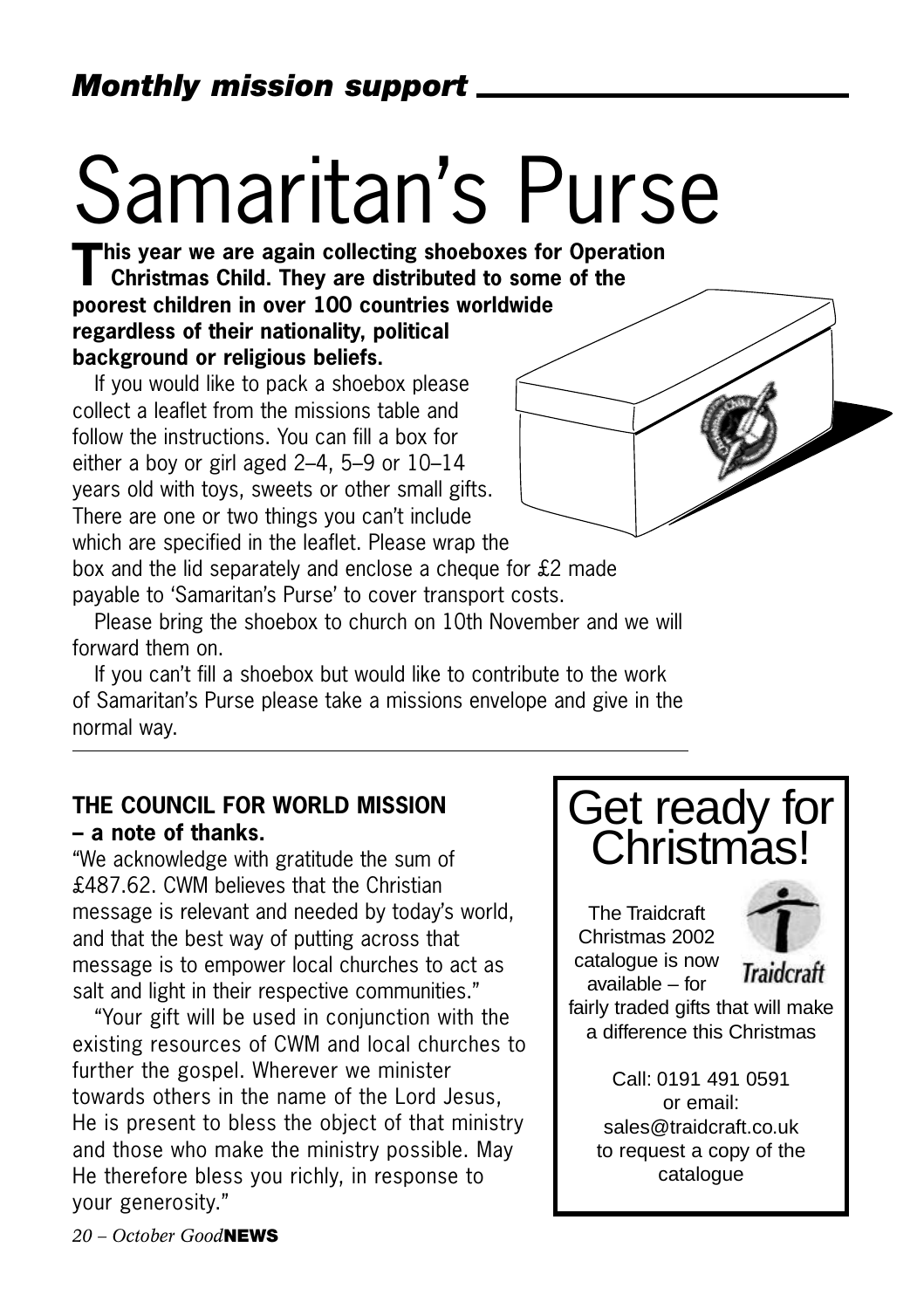## *Monthly mission support*

# Samaritan's Purse

**This year we are again collecting shoeboxes for Operation Christmas Child. They are distributed to some of the poorest children in over 100 countries worldwide regardless of their nationality, political background or religious beliefs.**

If you would like to pack a shoebox please collect a leaflet from the missions table and follow the instructions. You can fill a box for either a boy or girl aged 2–4, 5–9 or 10–14 years old with toys, sweets or other small gifts. There are one or two things you can't include which are specified in the leaflet. Please wrap the box and the lid separately and enclose a cheque for £2 made payable to 'Samaritan's Purse' to cover transport costs.

Please bring the shoebox to church on 10th November and we will forward them on.

If you can't fill a shoebox but would like to contribute to the work of Samaritan's Purse please take a missions envelope and give in the normal way.

---

**THE COUNCIL FOR WORLD MISSION – a note of thanks.**

"We acknowledge with gratitude the sum of £487.62. CWM believes that the Christian message is relevant and needed by today's world, and that the best way of putting across that message is to empower local churches to act as salt and light in their respective communities."

"Your gift will be used in conjunction with the existing resources of CWM and local churches to further the gospel. Wherever we minister towards others in the name of the Lord Jesus, He is present to bless the object of that ministry and those who make the ministry possible. May He therefore bless you richly, in response to your generosity."

## Get ready for Christmas!

Traidcraft

The Traidcraft Christmas 2002 catalogue is now available – for fairly traded gifts that will make a difference this Christmas

Call: 0191 491 0591
or email:
sales@traidcraft.co.uk
to request a copy of the catalogue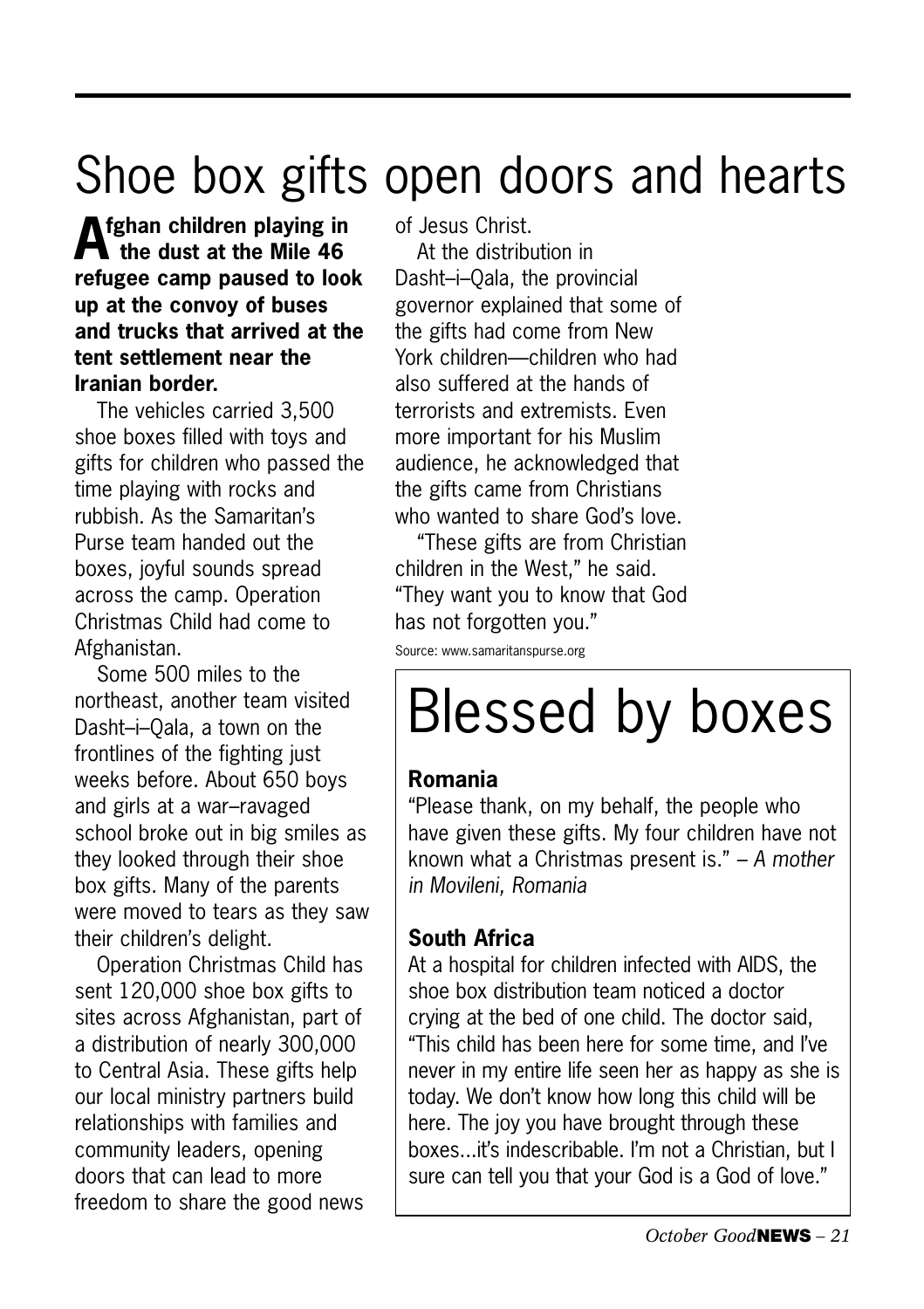# Shoe box gifts open doors and hearts

**Afghan children playing in the dust at the Mile 46 refugee camp paused to look up at the convoy of buses and trucks that arrived at the tent settlement near the Iranian border.**

The vehicles carried 3,500 shoe boxes filled with toys and gifts for children who passed the time playing with rocks and rubbish. As the Samaritan's Purse team handed out the boxes, joyful sounds spread across the camp. Operation Christmas Child had come to Afghanistan.

Some 500 miles to the northeast, another team visited Dasht–i–Qala, a town on the frontlines of the fighting just weeks before. About 650 boys and girls at a war–ravaged school broke out in big smiles as they looked through their shoe box gifts. Many of the parents were moved to tears as they saw their children's delight.

Operation Christmas Child has sent 120,000 shoe box gifts to sites across Afghanistan, part of a distribution of nearly 300,000 to Central Asia. These gifts help our local ministry partners build relationships with families and community leaders, opening doors that can lead to more freedom to share the good news of Jesus Christ.

At the distribution in Dasht–i–Qala, the provincial governor explained that some of the gifts had come from New York children—children who had also suffered at the hands of terrorists and extremists. Even more important for his Muslim audience, he acknowledged that the gifts came from Christians who wanted to share God's love.

"These gifts are from Christian children in the West," he said. "They want you to know that God has not forgotten you."

Source: www.samaritanspurse.org

# Blessed by boxes

**Romania**

"Please thank, on my behalf, the people who have given these gifts. My four children have not known what a Christmas present is." – *A mother in Movileni, Romania*

**South Africa**

At a hospital for children infected with AIDS, the shoe box distribution team noticed a doctor crying at the bed of one child. The doctor said, "This child has been here for some time, and I've never in my entire life seen her as happy as she is today. We don't know how long this child will be here. The joy you have brought through these boxes...it's indescribable. I'm not a Christian, but I sure can tell you that your God is a God of love."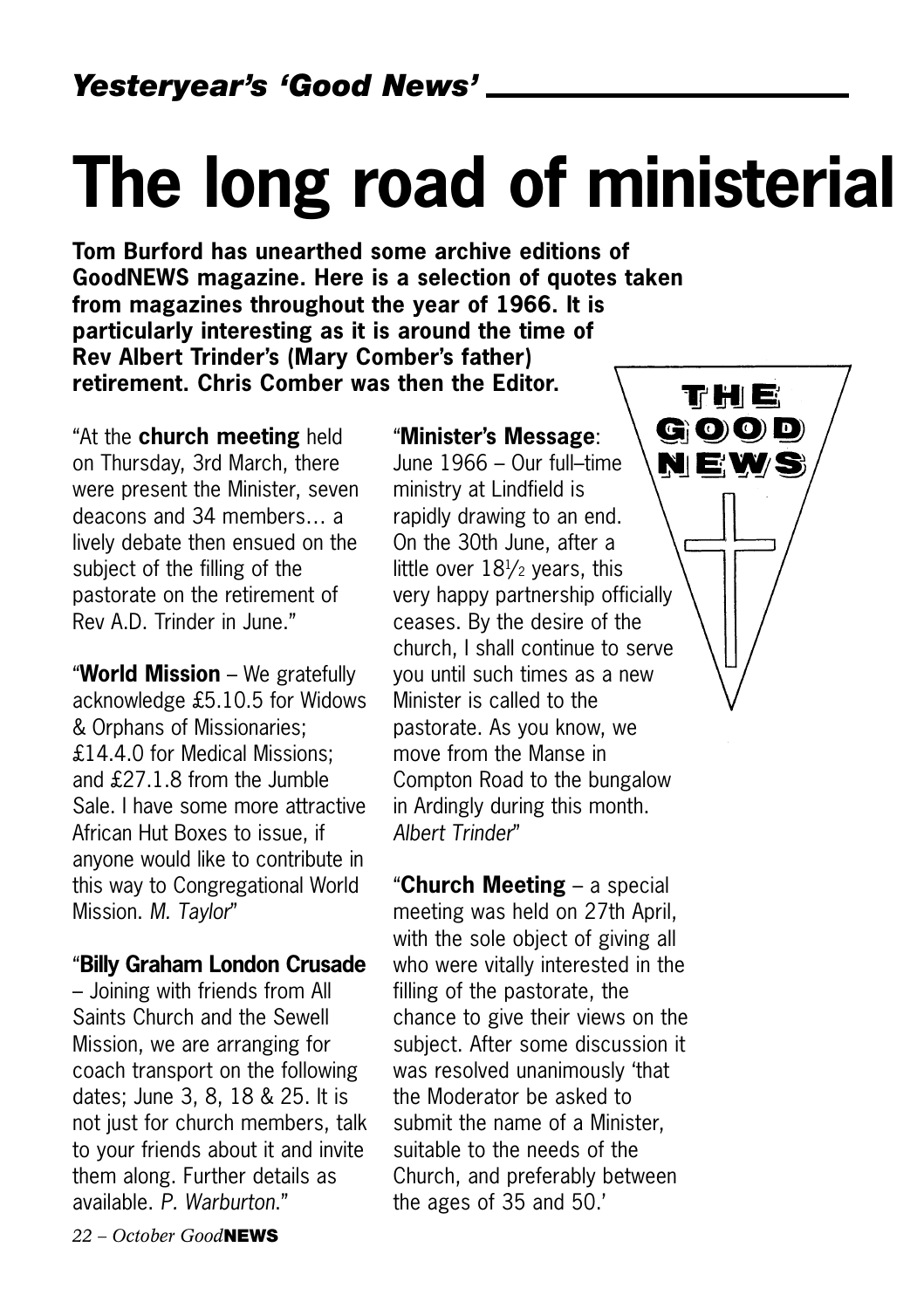*Yesteryear's 'Good News'*

# The long road of ministerial

**Tom Burford has unearthed some archive editions of GoodNEWS magazine. Here is a selection of quotes taken from magazines throughout the year of 1966. It is particularly interesting as it is around the time of Rev Albert Trinder's (Mary Comber's father) retirement. Chris Comber was then the Editor.**

"At the **church meeting** held on Thursday, 3rd March, there were present the Minister, seven deacons and 34 members… a lively debate then ensued on the subject of the filling of the pastorate on the retirement of Rev A.D. Trinder in June."

"**World Mission** – We gratefully acknowledge £5.10.5 for Widows & Orphans of Missionaries; £14.4.0 for Medical Missions; and £27.1.8 from the Jumble Sale. I have some more attractive African Hut Boxes to issue, if anyone would like to contribute in this way to Congregational World Mission. *M. Taylor*"

"**Billy Graham London Crusade** – Joining with friends from All Saints Church and the Sewell Mission, we are arranging for coach transport on the following dates; June 3, 8, 18 & 25. It is not just for church members, talk to your friends about it and invite them along. Further details as available. *P. Warburton*."

"**Minister's Message**: June 1966 – Our full–time ministry at Lindfield is rapidly drawing to an end. On the 30th June, after a little over 18½ years, this very happy partnership officially ceases. By the desire of the church, I shall continue to serve you until such times as a new Minister is called to the pastorate. As you know, we move from the Manse in Compton Road to the bungalow in Ardingly during this month. *Albert Trinder*"

"**Church Meeting** – a special meeting was held on 27th April, with the sole object of giving all who were vitally interested in the filling of the pastorate, the chance to give their views on the subject. After some discussion it was resolved unanimously 'that the Moderator be asked to submit the name of a Minister, suitable to the needs of the Church, and preferably between the ages of 35 and 50.'

THE GOOD NEWS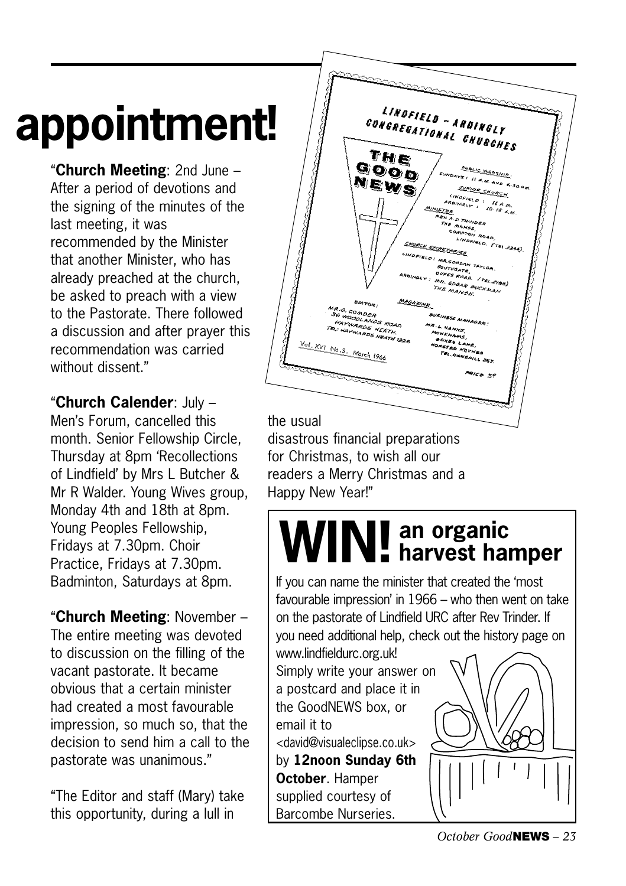# appointment!

"**Church Meeting**: 2nd June – After a period of devotions and the signing of the minutes of the last meeting, it was recommended by the Minister that another Minister, who has already preached at the church, be asked to preach with a view to the Pastorate. There followed a discussion and after prayer this recommendation was carried without dissent."

"**Church Calender**: July – Men's Forum, cancelled this month. Senior Fellowship Circle, Thursday at 8pm 'Recollections of Lindfield' by Mrs L Butcher & Mr R Walder. Young Wives group, Monday 4th and 18th at 8pm. Young Peoples Fellowship, Fridays at 7.30pm. Choir Practice, Fridays at 7.30pm. Badminton, Saturdays at 8pm.

"**Church Meeting**: November – The entire meeting was devoted to discussion on the filling of the vacant pastorate. It became obvious that a certain minister had created a most favourable impression, so much so, that the decision to send him a call to the pastorate was unanimous."

"The Editor and staff (Mary) take this opportunity, during a lull in the usual disastrous financial preparations for Christmas, to wish all our readers a Merry Christmas and a Happy New Year!"

LINDFIELD – ARDINGLY CONGREGATIONAL CHURCHES

THE GOOD NEWS

PUBLIC WORSHIP: SUNDAYS: 11 A.M. AND 6.30 P.M.

JUNIOR CHURCH: LINDFIELD: 11 A.M. ARDINGLY: 10.15 A.M.

MINISTER: REV. A.D. TRINDER, THE MANSE, COMPTON ROAD, LINDFIELD. (TEL 2244).

CHURCH SECRETARIES: LINDFIELD: MR. GORDON TAYLOR, SOUTHGATE, DUKES ROAD. (TEL. 2189) ARDINGLY: MR. EDGAR BUCKMAN, THE MANSE.

MAGAZINE: EDITOR: MR. G. COMBER, 36 WOODLANDS ROAD, HAYWARDS HEATH. TEL: HAYWARDS HEATH 1226

BUSINESS MANAGER: MR. L. HANKS, MONKHAMS, BOXES LANE, HORSTED KEYNES. TEL. DANEHILL 257.

Vol. XVI No. 3. March 1966

PRICE 3d

## WIN! an organic harvest hamper

If you can name the minister that created the 'most favourable impression' in 1966 – who then went on take on the pastorate of Lindfield URC after Rev Trinder. If you need additional help, check out the history page on www.lindfieldurc.org.uk!

Simply write your answer on a postcard and place it in the GoodNEWS box, or email it to <david@visualeclipse.co.uk> by **12noon Sunday 6th October**. Hamper supplied courtesy of Barcombe Nurseries.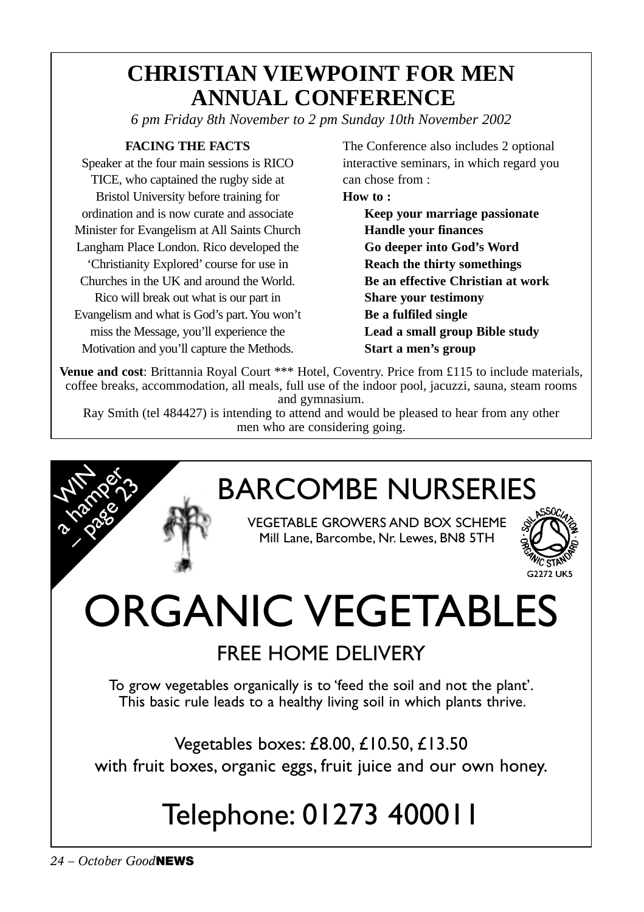# CHRISTIAN VIEWPOINT FOR MEN ANNUAL CONFERENCE

*6 pm Friday 8th November to 2 pm Sunday 10th November 2002*

**FACING THE FACTS**

Speaker at the four main sessions is RICO TICE, who captained the rugby side at Bristol University before training for ordination and is now curate and associate Minister for Evangelism at All Saints Church Langham Place London. Rico developed the 'Christianity Explored' course for use in Churches in the UK and around the World. Rico will break out what is our part in Evangelism and what is God's part. You won't miss the Message, you'll experience the Motivation and you'll capture the Methods.

The Conference also includes 2 optional interactive seminars, in which regard you can chose from :

**How to :**

- **Keep your marriage passionate**
- **Handle your finances**
- **Go deeper into God's Word**
- **Reach the thirty somethings**
- **Be an effective Christian at work**
- **Share your testimony**
- **Be a fulfiled single**
- **Lead a small group Bible study**
- **Start a men's group**

**Venue and cost**: Brittannia Royal Court *** Hotel, Coventry. Price from £115 to include materials, coffee breaks, accommodation, all meals, full use of the indoor pool, jacuzzi, sauna, steam rooms and gymnasium.

Ray Smith (tel 484427) is intending to attend and would be pleased to hear from any other men who are considering going.

---

WIN a hamper – page 23

# BARCOMBE NURSERIES

VEGETABLE GROWERS AND BOX SCHEME
Mill Lane, Barcombe, Nr. Lewes, BN8 5TH

SOIL ASSOCIATION · ORGANIC STANDARD · G2272 UK5

# ORGANIC VEGETABLES

## FREE HOME DELIVERY

To grow vegetables organically is to 'feed the soil and not the plant'. This basic rule leads to a healthy living soil in which plants thrive.

Vegetables boxes: £8.00, £10.50, £13.50
with fruit boxes, organic eggs, fruit juice and our own honey.

## Telephone: 01273 400011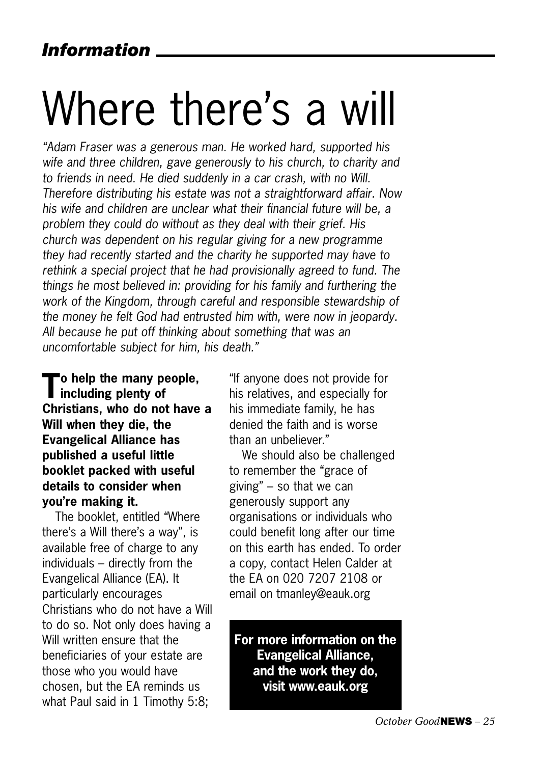## *Information*

# Where there's a will

*"Adam Fraser was a generous man. He worked hard, supported his wife and three children, gave generously to his church, to charity and to friends in need. He died suddenly in a car crash, with no Will. Therefore distributing his estate was not a straightforward affair. Now his wife and children are unclear what their financial future will be, a problem they could do without as they deal with their grief. His church was dependent on his regular giving for a new programme they had recently started and the charity he supported may have to rethink a special project that he had provisionally agreed to fund. The things he most believed in: providing for his family and furthering the work of the Kingdom, through careful and responsible stewardship of the money he felt God had entrusted him with, were now in jeopardy. All because he put off thinking about something that was an uncomfortable subject for him, his death."*

**To help the many people, including plenty of Christians, who do not have a Will when they die, the Evangelical Alliance has published a useful little booklet packed with useful details to consider when you're making it.**

The booklet, entitled "Where there's a Will there's a way", is available free of charge to any individuals – directly from the Evangelical Alliance (EA). It particularly encourages Christians who do not have a Will to do so. Not only does having a Will written ensure that the beneficiaries of your estate are those who you would have chosen, but the EA reminds us what Paul said in 1 Timothy 5:8;

"If anyone does not provide for his relatives, and especially for his immediate family, he has denied the faith and is worse than an unbeliever."

We should also be challenged to remember the "grace of giving" – so that we can generously support any organisations or individuals who could benefit long after our time on this earth has ended. To order a copy, contact Helen Calder at the EA on 020 7207 2108 or email on tmanley@eauk.org

**For more information on the Evangelical Alliance, and the work they do, visit www.eauk.org**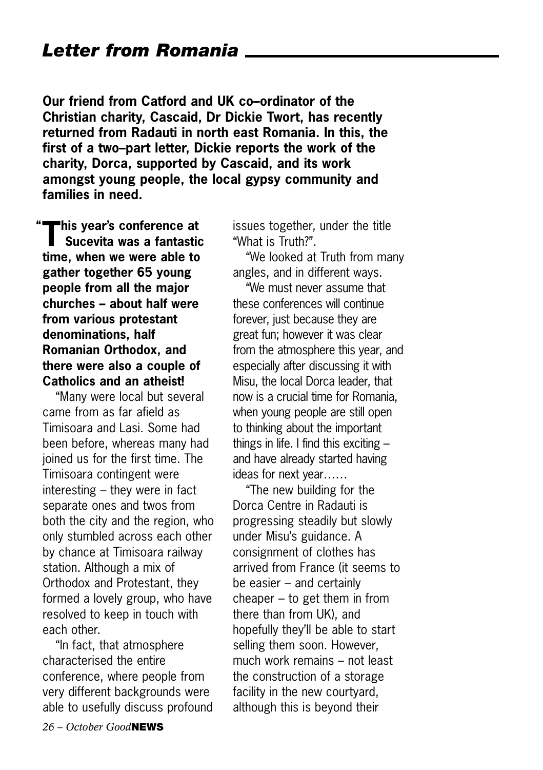## *Letter from Romania*

**Our friend from Catford and UK co–ordinator of the Christian charity, Cascaid, Dr Dickie Twort, has recently returned from Radauti in north east Romania. In this, the first of a two–part letter, Dickie reports the work of the charity, Dorca, supported by Cascaid, and its work amongst young people, the local gypsy community and families in need.**

**"This year's conference at Sucevita was a fantastic time, when we were able to gather together 65 young people from all the major churches – about half were from various protestant denominations, half Romanian Orthodox, and there were also a couple of Catholics and an atheist!**

"Many were local but several came from as far afield as Timisoara and Lasi. Some had been before, whereas many had joined us for the first time. The Timisoara contingent were interesting – they were in fact separate ones and twos from both the city and the region, who only stumbled across each other by chance at Timisoara railway station. Although a mix of Orthodox and Protestant, they formed a lovely group, who have resolved to keep in touch with each other.

"In fact, that atmosphere characterised the entire conference, where people from very different backgrounds were able to usefully discuss profound issues together, under the title "What is Truth?".

"We looked at Truth from many angles, and in different ways.

"We must never assume that these conferences will continue forever, just because they are great fun; however it was clear from the atmosphere this year, and especially after discussing it with Misu, the local Dorca leader, that now is a crucial time for Romania, when young people are still open to thinking about the important things in life. I find this exciting – and have already started having ideas for next year……

"The new building for the Dorca Centre in Radauti is progressing steadily but slowly under Misu's guidance. A consignment of clothes has arrived from France (it seems to be easier – and certainly cheaper – to get them in from there than from UK), and hopefully they'll be able to start selling them soon. However, much work remains – not least the construction of a storage facility in the new courtyard, although this is beyond their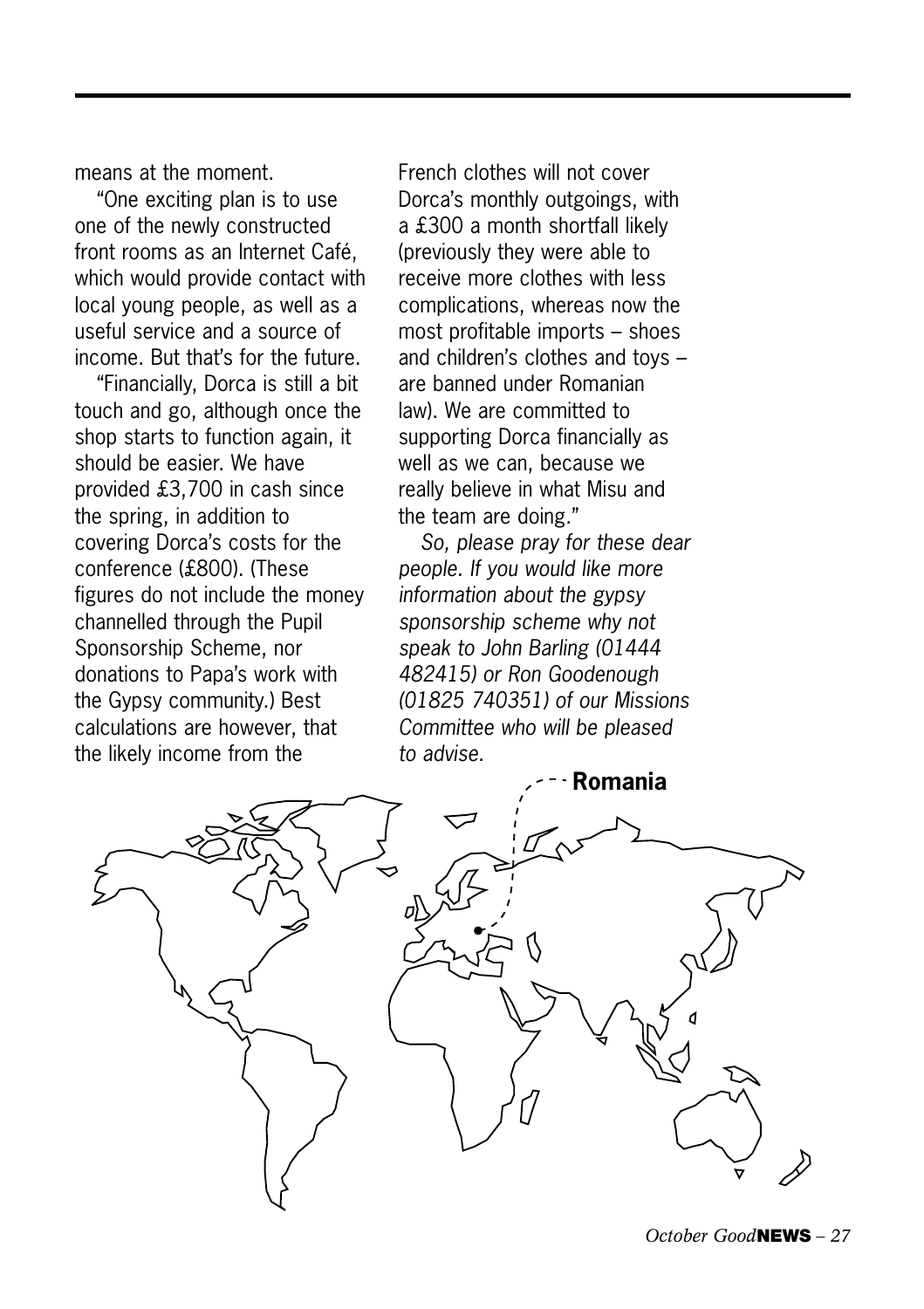means at the moment.

"One exciting plan is to use one of the newly constructed front rooms as an Internet Café, which would provide contact with local young people, as well as a useful service and a source of income. But that's for the future.

"Financially, Dorca is still a bit touch and go, although once the shop starts to function again, it should be easier. We have provided £3,700 in cash since the spring, in addition to covering Dorca's costs for the conference (£800). (These figures do not include the money channelled through the Pupil Sponsorship Scheme, nor donations to Papa's work with the Gypsy community.) Best calculations are however, that the likely income from the French clothes will not cover Dorca's monthly outgoings, with a £300 a month shortfall likely (previously they were able to receive more clothes with less complications, whereas now the most profitable imports – shoes and children's clothes and toys – are banned under Romanian law). We are committed to supporting Dorca financially as well as we can, because we really believe in what Misu and the team are doing."

*So, please pray for these dear people. If you would like more information about the gypsy sponsorship scheme why not speak to John Barling (01444 482415) or Ron Goodenough (01825 740351) of our Missions Committee who will be pleased to advise.*

**Romania**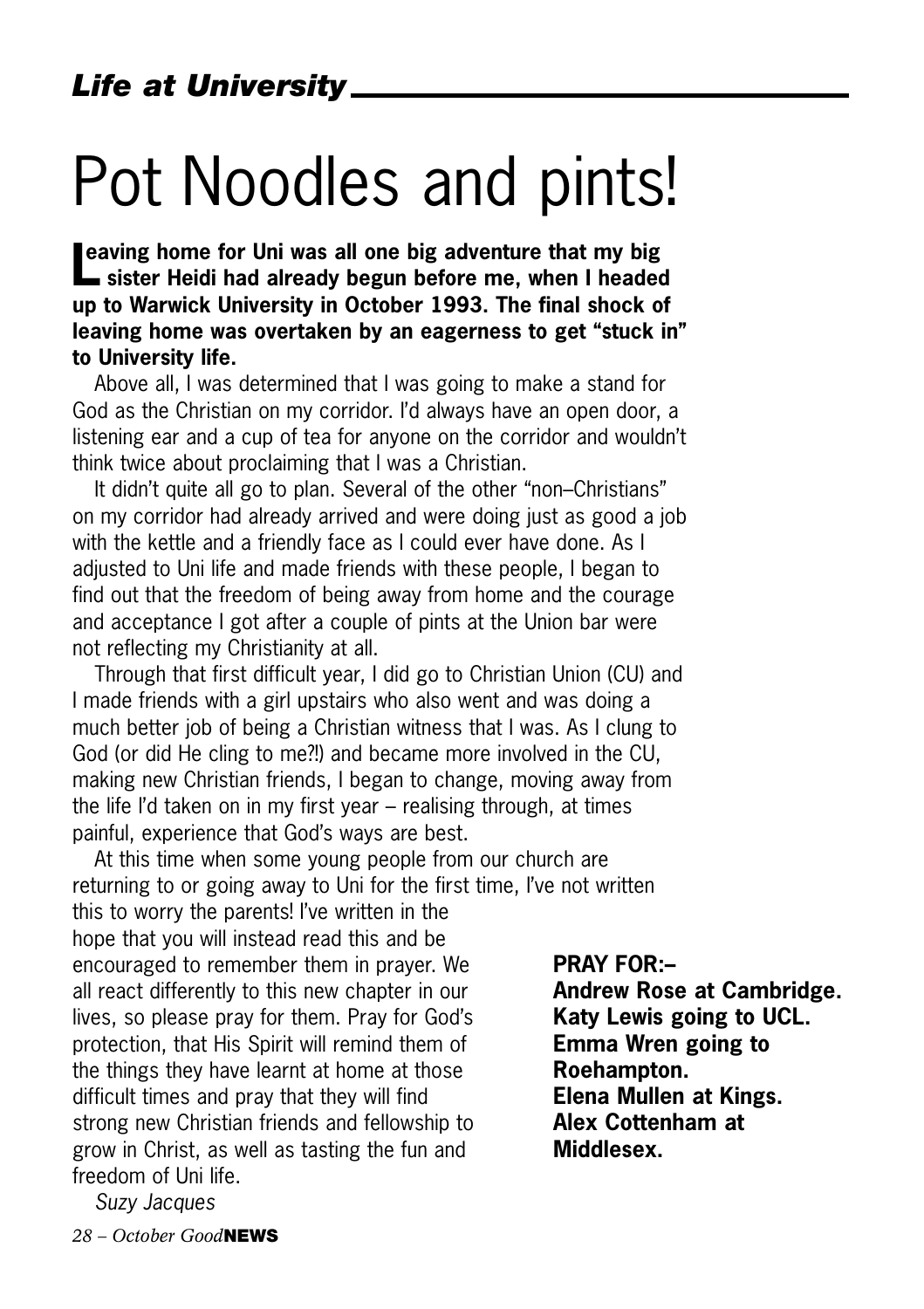## *Life at University*

# Pot Noodles and pints!

**Leaving home for Uni was all one big adventure that my big sister Heidi had already begun before me, when I headed up to Warwick University in October 1993. The final shock of leaving home was overtaken by an eagerness to get "stuck in" to University life.**

Above all, I was determined that I was going to make a stand for God as the Christian on my corridor. I'd always have an open door, a listening ear and a cup of tea for anyone on the corridor and wouldn't think twice about proclaiming that I was a Christian.

It didn't quite all go to plan. Several of the other "non–Christians" on my corridor had already arrived and were doing just as good a job with the kettle and a friendly face as I could ever have done. As I adjusted to Uni life and made friends with these people, I began to find out that the freedom of being away from home and the courage and acceptance I got after a couple of pints at the Union bar were not reflecting my Christianity at all.

Through that first difficult year, I did go to Christian Union (CU) and I made friends with a girl upstairs who also went and was doing a much better job of being a Christian witness that I was. As I clung to God (or did He cling to me?!) and became more involved in the CU, making new Christian friends, I began to change, moving away from the life I'd taken on in my first year – realising through, at times painful, experience that God's ways are best.

At this time when some young people from our church are returning to or going away to Uni for the first time, I've not written this to worry the parents! I've written in the hope that you will instead read this and be encouraged to remember them in prayer. We all react differently to this new chapter in our lives, so please pray for them. Pray for God's protection, that His Spirit will remind them of the things they have learnt at home at those difficult times and pray that they will find strong new Christian friends and fellowship to grow in Christ, as well as tasting the fun and freedom of Uni life.

*Suzy Jacques*

**PRAY FOR:–**
**Andrew Rose at Cambridge.**
**Katy Lewis going to UCL.**
**Emma Wren going to Roehampton.**
**Elena Mullen at Kings.**
**Alex Cottenham at Middlesex.**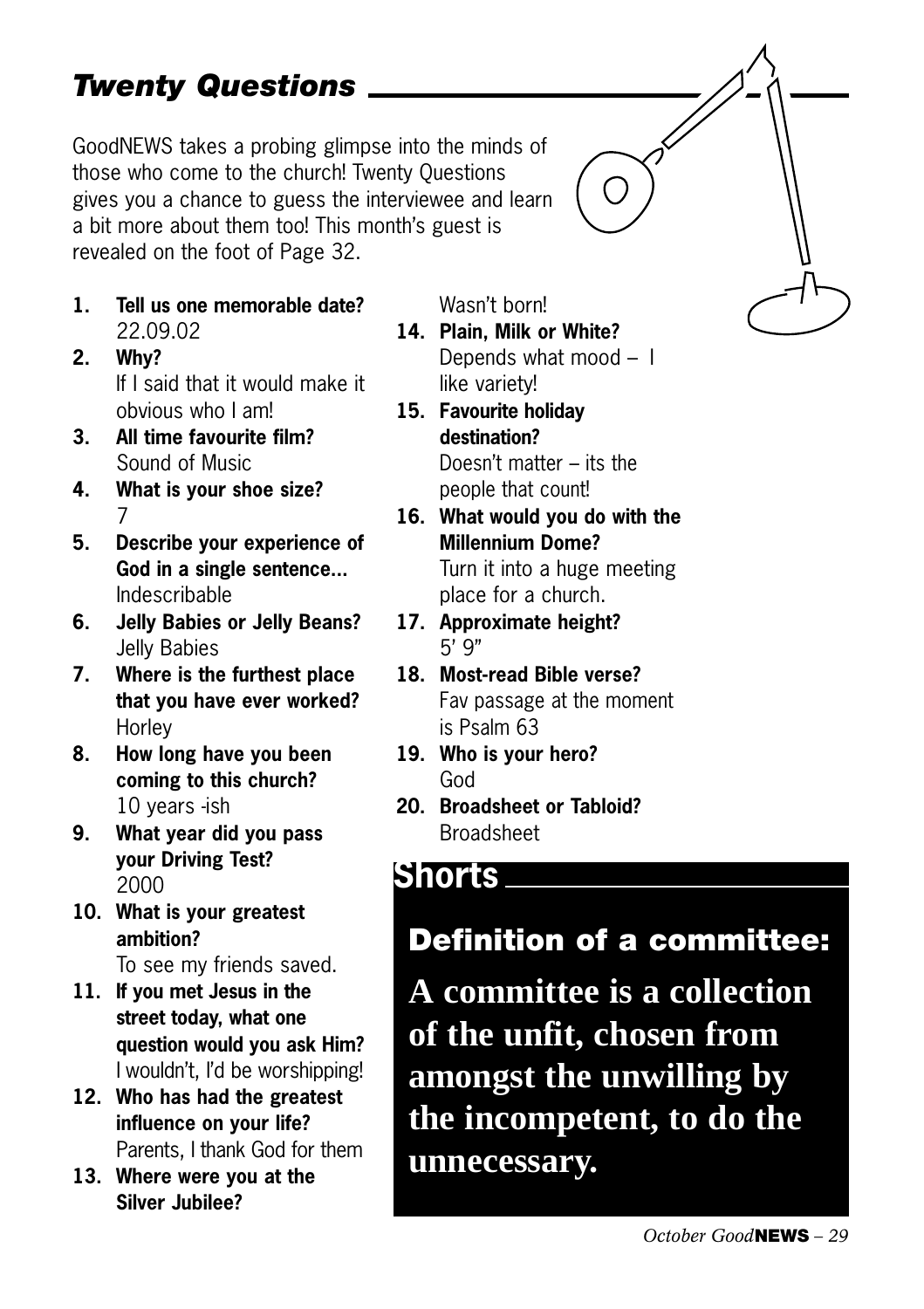## *Twenty Questions*

GoodNEWS takes a probing glimpse into the minds of those who come to the church! Twenty Questions gives you a chance to guess the interviewee and learn a bit more about them too! This month's guest is revealed on the foot of Page 32.

1. **Tell us one memorable date?**
   22.09.02
2. **Why?**
   If I said that it would make it obvious who I am!
3. **All time favourite film?**
   Sound of Music
4. **What is your shoe size?**
   7
5. **Describe your experience of God in a single sentence...**
   Indescribable
6. **Jelly Babies or Jelly Beans?**
   Jelly Babies
7. **Where is the furthest place that you have ever worked?**
   Horley
8. **How long have you been coming to this church?**
   10 years -ish
9. **What year did you pass your Driving Test?**
   2000
10. **What is your greatest ambition?**
    To see my friends saved.
11. **If you met Jesus in the street today, what one question would you ask Him?**
    I wouldn't, I'd be worshipping!
12. **Who has had the greatest influence on your life?**
    Parents, I thank God for them
13. **Where were you at the Silver Jubilee?**
    Wasn't born!
14. **Plain, Milk or White?**
    Depends what mood – I like variety!
15. **Favourite holiday destination?**
    Doesn't matter – its the people that count!
16. **What would you do with the Millennium Dome?**
    Turn it into a huge meeting place for a church.
17. **Approximate height?**
    5' 9"
18. **Most-read Bible verse?**
    Fav passage at the moment is Psalm 63
19. **Who is your hero?**
    God
20. **Broadsheet or Tabloid?**
    Broadsheet

## Shorts

### Definition of a committee:

**A committee is a collection of the unfit, chosen from amongst the unwilling by the incompetent, to do the unnecessary.**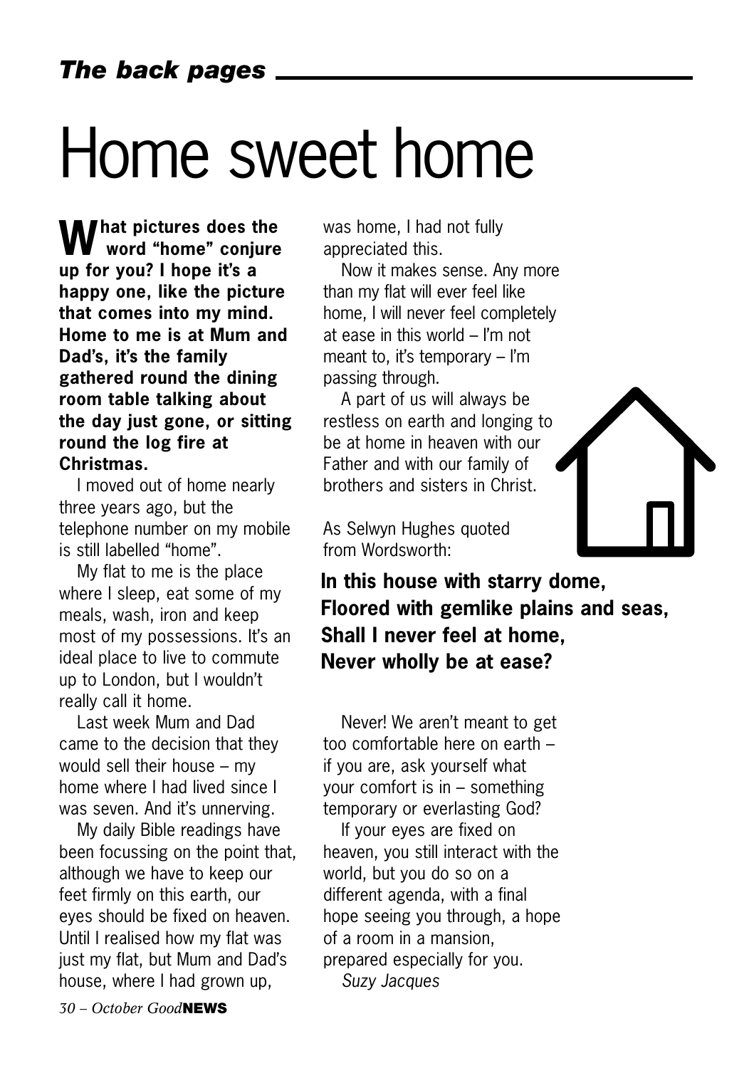# Home sweet home

**What pictures does the word "home" conjure up for you? I hope it's a happy one, like the picture that comes into my mind. Home to me is at Mum and Dad's, it's the family gathered round the dining room table talking about the day just gone, or sitting round the log fire at Christmas.**

I moved out of home nearly three years ago, but the telephone number on my mobile is still labelled "home".

My flat to me is the place where I sleep, eat some of my meals, wash, iron and keep most of my possessions. It's an ideal place to live to commute up to London, but I wouldn't really call it home.

Last week Mum and Dad came to the decision that they would sell their house – my home where I had lived since I was seven. And it's unnerving.

My daily Bible readings have been focussing on the point that, although we have to keep our feet firmly on this earth, our eyes should be fixed on heaven. Until I realised how my flat was just my flat, but Mum and Dad's house, where I had grown up, was home, I had not fully appreciated this.

Now it makes sense. Any more than my flat will ever feel like home, I will never feel completely at ease in this world – I'm not meant to, it's temporary – I'm passing through.

A part of us will always be restless on earth and longing to be at home in heaven with our Father and with our family of brothers and sisters in Christ.

As Selwyn Hughes quoted from Wordsworth:

**In this house with starry dome,**
**Floored with gemlike plains and seas,**
**Shall I never feel at home,**
**Never wholly be at ease?**

Never! We aren't meant to get too comfortable here on earth – if you are, ask yourself what your comfort is in – something temporary or everlasting God?

If your eyes are fixed on heaven, you still interact with the world, but you do so on a different agenda, with a final hope seeing you through, a hope of a room in a mansion, prepared especially for you.

*Suzy Jacques*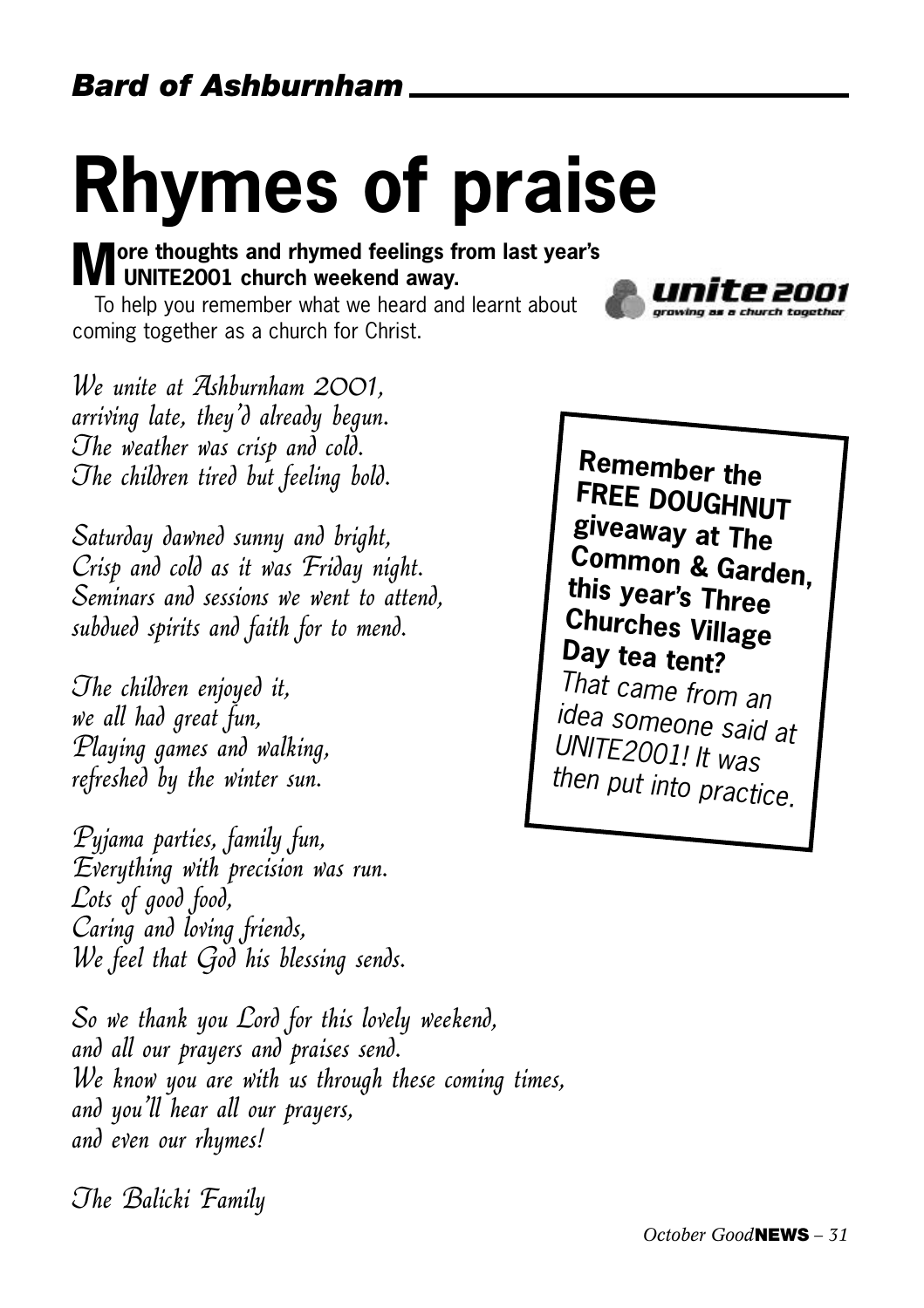## *Bard of Ashburnham*

# Rhymes of praise

**More thoughts and rhymed feelings from last year's UNITE2001 church weekend away.**

To help you remember what we heard and learnt about coming together as a church for Christ.

unite 2001 growing as a church together

*We unite at Ashburnham 2001,*
*arriving late, they'd already begun.*
*The weather was crisp and cold.*
*The children tired but feeling bold.*

*Saturday dawned sunny and bright,*
*Crisp and cold as it was Friday night.*
*Seminars and sessions we went to attend,*
*subdued spirits and faith for to mend.*

*The children enjoyed it,*
*we all had great fun,*
*Playing games and walking,*
*refreshed by the winter sun.*

*Pyjama parties, family fun,*
*Everything with precision was run.*
*Lots of good food,*
*Caring and loving friends,*
*We feel that God his blessing sends.*

*So we thank you Lord for this lovely weekend,*
*and all our prayers and praises send.*
*We know you are with us through these coming times,*
*and you'll hear all our prayers,*
*and even our rhymes!*

*The Balicki Family*

**Remember the FREE DOUGHNUT giveaway at The Common & Garden, this year's Three Churches Village Day tea tent?**
*That came from an idea someone said at UNITE2001! It was then put into practice.*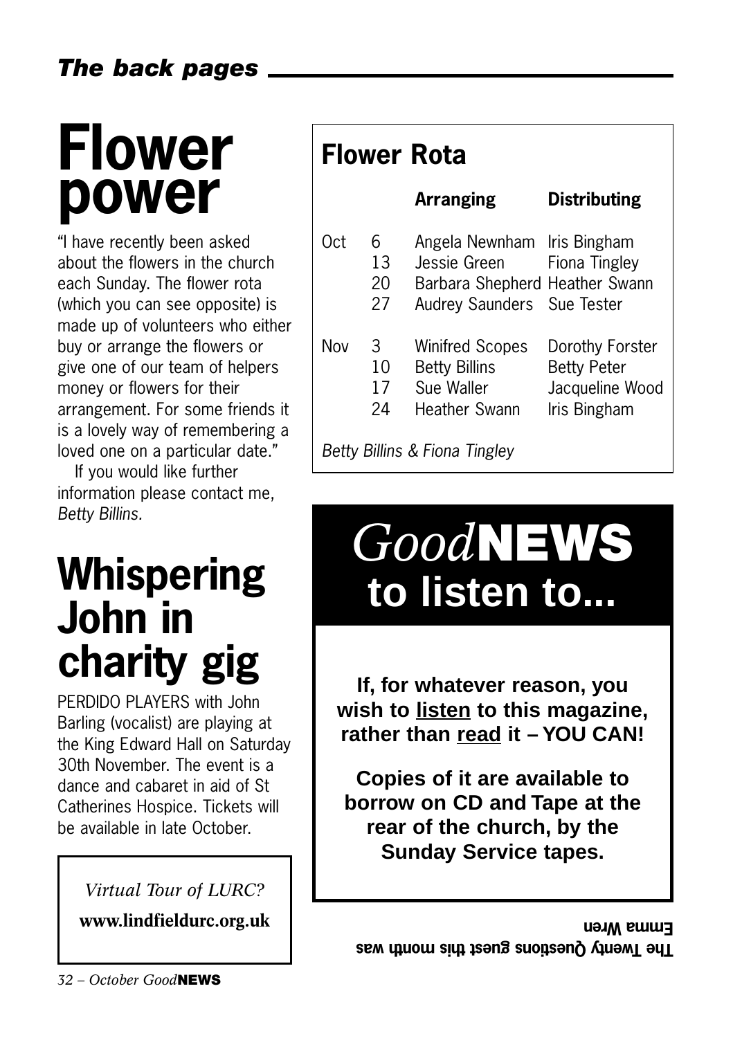*The back pages*

# Flower power

"I have recently been asked about the flowers in the church each Sunday. The flower rota (which you can see opposite) is made up of volunteers who either buy or arrange the flowers or give one of our team of helpers money or flowers for their arrangement. For some friends it is a lovely way of remembering a loved one on a particular date."

If you would like further information please contact me, *Betty Billins*.

# Whispering John in charity gig

PERDIDO PLAYERS with John Barling (vocalist) are playing at the King Edward Hall on Saturday 30th November. The event is a dance and cabaret in aid of St Catherines Hospice. Tickets will be available in late October.

*Virtual Tour of LURC?*

**www.lindfieldurc.org.uk**

## Flower Rota

| | | Arranging | Distributing |
|---|---|---|---|
| Oct | 6 | Angela Newnham | Iris Bingham |
| | 13 | Jessie Green | Fiona Tingley |
| | 20 | Barbara Shepherd | Heather Swann |
| | 27 | Audrey Saunders | Sue Tester |
| Nov | 3 | Winifred Scopes | Dorothy Forster |
| | 10 | Betty Billins | Betty Peter |
| | 17 | Sue Waller | Jacqueline Wood |
| | 24 | Heather Swann | Iris Bingham |

*Betty Billins & Fiona Tingley*

## *Good*NEWS to listen to...

**If, for whatever reason, you wish to listen to this magazine, rather than read it – YOU CAN!**

**Copies of it are available to borrow on CD and Tape at the rear of the church, by the Sunday Service tapes.**

**The Twenty Questions guest this month was Emma Wren**